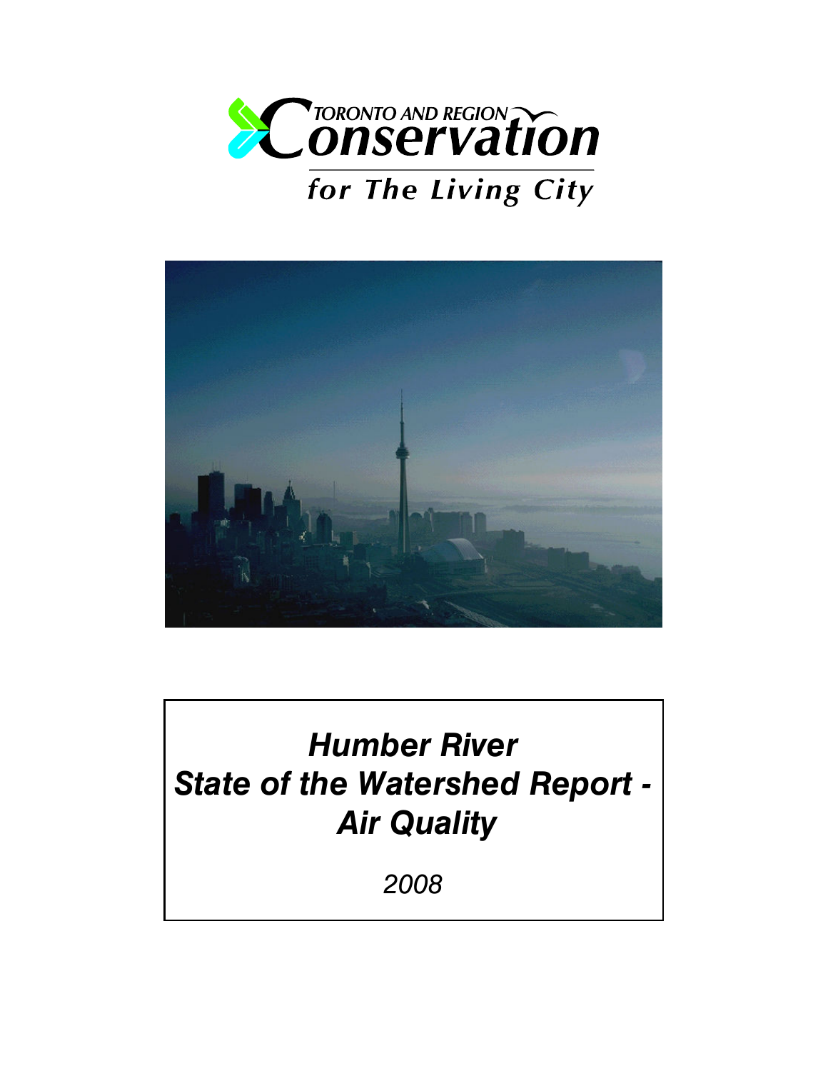TORONTO AND REGION Conservation

for The Living City

# Humber River State of the Watershed Report - Air Quality

*2008*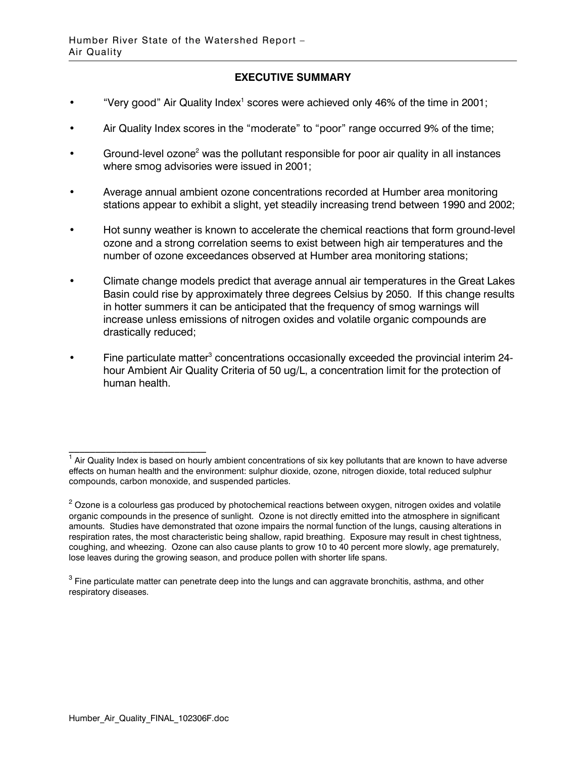## EXECUTIVE SUMMARY

- "Very good" Air Quality Index[1] scores were achieved only 46% of the time in 2001;
- Air Quality Index scores in the "moderate" to "poor" range occurred 9% of the time;
- Ground-level ozone[2] was the pollutant responsible for poor air quality in all instances where smog advisories were issued in 2001;
- Average annual ambient ozone concentrations recorded at Humber area monitoring stations appear to exhibit a slight, yet steadily increasing trend between 1990 and 2002;
- Hot sunny weather is known to accelerate the chemical reactions that form ground-level ozone and a strong correlation seems to exist between high air temperatures and the number of ozone exceedances observed at Humber area monitoring stations;
- Climate change models predict that average annual air temperatures in the Great Lakes Basin could rise by approximately three degrees Celsius by 2050. If this change results in hotter summers it can be anticipated that the frequency of smog warnings will increase unless emissions of nitrogen oxides and volatile organic compounds are drastically reduced;
- Fine particulate matter[3] concentrations occasionally exceeded the provincial interim 24-hour Ambient Air Quality Criteria of 50 ug/L, a concentration limit for the protection of human health.

---

[1] Air Quality Index is based on hourly ambient concentrations of six key pollutants that are known to have adverse effects on human health and the environment: sulphur dioxide, ozone, nitrogen dioxide, total reduced sulphur compounds, carbon monoxide, and suspended particles.

[2] Ozone is a colourless gas produced by photochemical reactions between oxygen, nitrogen oxides and volatile organic compounds in the presence of sunlight. Ozone is not directly emitted into the atmosphere in significant amounts. Studies have demonstrated that ozone impairs the normal function of the lungs, causing alterations in respiration rates, the most characteristic being shallow, rapid breathing. Exposure may result in chest tightness, coughing, and wheezing. Ozone can also cause plants to grow 10 to 40 percent more slowly, age prematurely, lose leaves during the growing season, and produce pollen with shorter life spans.

[3] Fine particulate matter can penetrate deep into the lungs and can aggravate bronchitis, asthma, and other respiratory diseases.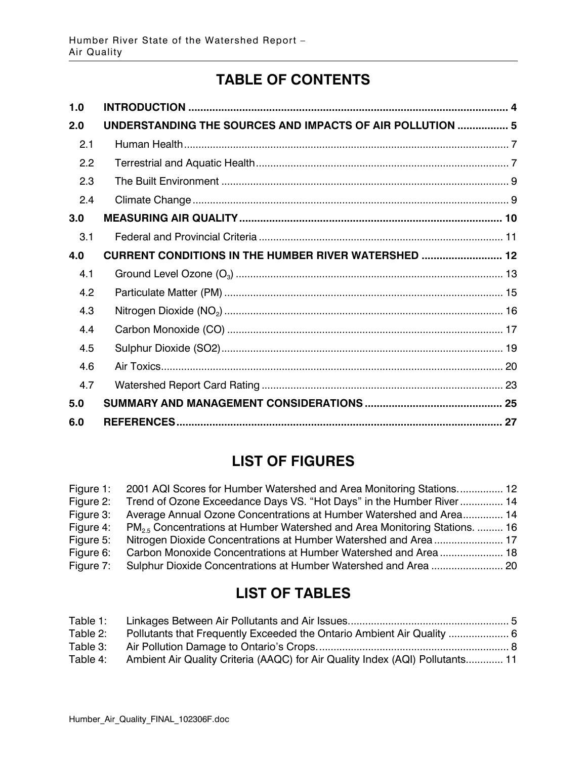# TABLE OF CONTENTS

| | | |
|---|---|---|
| **1.0** | **INTRODUCTION** | **4** |
| **2.0** | **UNDERSTANDING THE SOURCES AND IMPACTS OF AIR POLLUTION** | **5** |
| 2.1 | Human Health | 7 |
| 2.2 | Terrestrial and Aquatic Health | 7 |
| 2.3 | The Built Environment | 9 |
| 2.4 | Climate Change | 9 |
| **3.0** | **MEASURING AIR QUALITY** | **10** |
| 3.1 | Federal and Provincial Criteria | 11 |
| **4.0** | **CURRENT CONDITIONS IN THE HUMBER RIVER WATERSHED** | **12** |
| 4.1 | Ground Level Ozone ($O_3$) | 13 |
| 4.2 | Particulate Matter (PM) | 15 |
| 4.3 | Nitrogen Dioxide ($NO_2$) | 16 |
| 4.4 | Carbon Monoxide (CO) | 17 |
| 4.5 | Sulphur Dioxide (SO2) | 19 |
| 4.6 | Air Toxics | 20 |
| 4.7 | Watershed Report Card Rating | 23 |
| **5.0** | **SUMMARY AND MANAGEMENT CONSIDERATIONS** | **25** |
| **6.0** | **REFERENCES** | **27** |

# LIST OF FIGURES

| | | |
|---|---|---|
| Figure 1: | 2001 AQI Scores for Humber Watershed and Area Monitoring Stations. | 12 |
| Figure 2: | Trend of Ozone Exceedance Days VS. "Hot Days" in the Humber River | 14 |
| Figure 3: | Average Annual Ozone Concentrations at Humber Watershed and Area | 14 |
| Figure 4: | $PM_{2.5}$ Concentrations at Humber Watershed and Area Monitoring Stations. | 16 |
| Figure 5: | Nitrogen Dioxide Concentrations at Humber Watershed and Area | 17 |
| Figure 6: | Carbon Monoxide Concentrations at Humber Watershed and Area | 18 |
| Figure 7: | Sulphur Dioxide Concentrations at Humber Watershed and Area | 20 |

# LIST OF TABLES

| | | |
|---|---|---|
| Table 1: | Linkages Between Air Pollutants and Air Issues. | 5 |
| Table 2: | Pollutants that Frequently Exceeded the Ontario Ambient Air Quality | 6 |
| Table 3: | Air Pollution Damage to Ontario's Crops. | 8 |
| Table 4: | Ambient Air Quality Criteria (AAQC) for Air Quality Index (AQI) Pollutants. | 11 |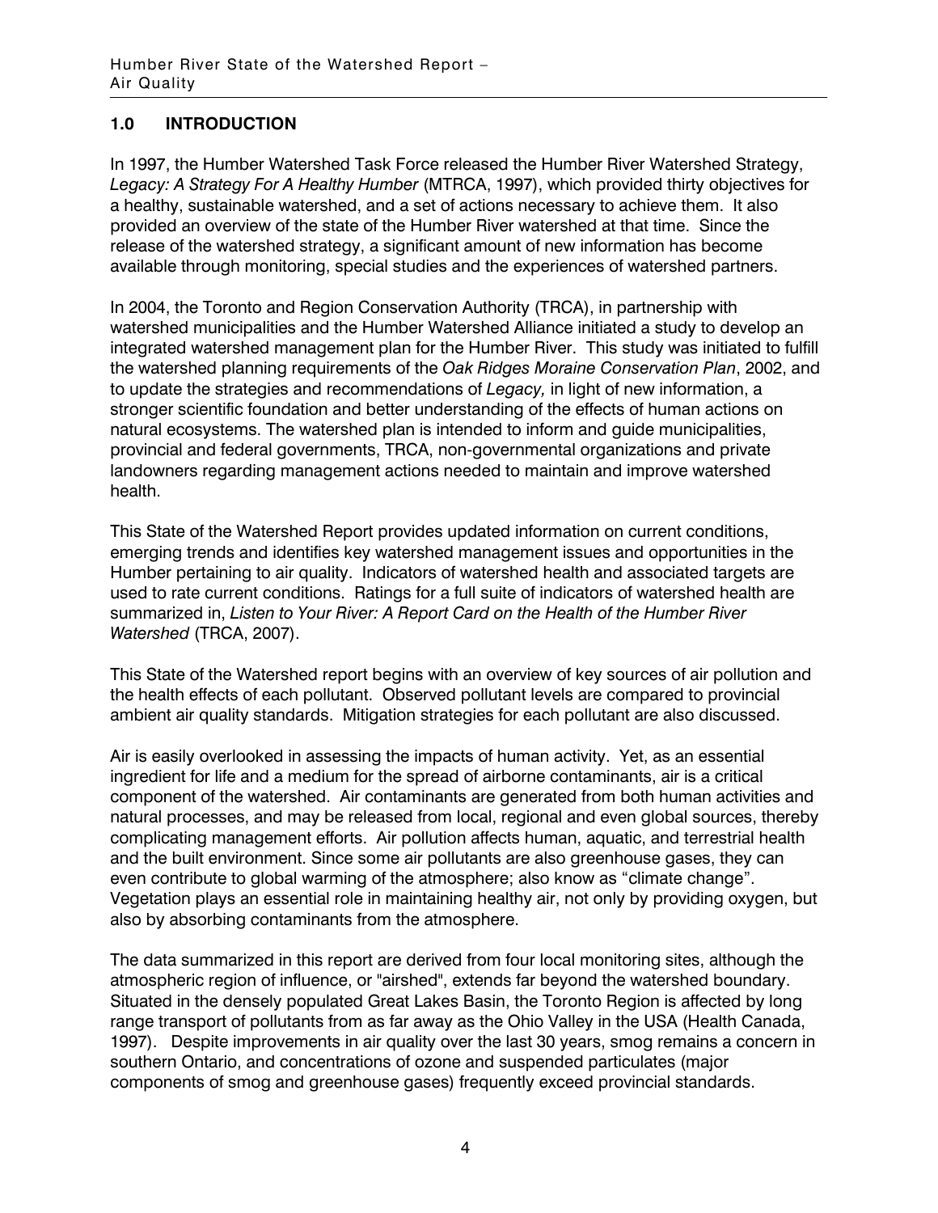## 1.0 INTRODUCTION

In 1997, the Humber Watershed Task Force released the Humber River Watershed Strategy, *Legacy: A Strategy For A Healthy Humber* (MTRCA, 1997), which provided thirty objectives for a healthy, sustainable watershed, and a set of actions necessary to achieve them. It also provided an overview of the state of the Humber River watershed at that time. Since the release of the watershed strategy, a significant amount of new information has become available through monitoring, special studies and the experiences of watershed partners.

In 2004, the Toronto and Region Conservation Authority (TRCA), in partnership with watershed municipalities and the Humber Watershed Alliance initiated a study to develop an integrated watershed management plan for the Humber River. This study was initiated to fulfill the watershed planning requirements of the *Oak Ridges Moraine Conservation Plan*, 2002, and to update the strategies and recommendations of *Legacy,* in light of new information, a stronger scientific foundation and better understanding of the effects of human actions on natural ecosystems. The watershed plan is intended to inform and guide municipalities, provincial and federal governments, TRCA, non-governmental organizations and private landowners regarding management actions needed to maintain and improve watershed health.

This State of the Watershed Report provides updated information on current conditions, emerging trends and identifies key watershed management issues and opportunities in the Humber pertaining to air quality. Indicators of watershed health and associated targets are used to rate current conditions. Ratings for a full suite of indicators of watershed health are summarized in, *Listen to Your River: A Report Card on the Health of the Humber River Watershed* (TRCA, 2007).

This State of the Watershed report begins with an overview of key sources of air pollution and the health effects of each pollutant. Observed pollutant levels are compared to provincial ambient air quality standards. Mitigation strategies for each pollutant are also discussed.

Air is easily overlooked in assessing the impacts of human activity. Yet, as an essential ingredient for life and a medium for the spread of airborne contaminants, air is a critical component of the watershed. Air contaminants are generated from both human activities and natural processes, and may be released from local, regional and even global sources, thereby complicating management efforts. Air pollution affects human, aquatic, and terrestrial health and the built environment. Since some air pollutants are also greenhouse gases, they can even contribute to global warming of the atmosphere; also know as "climate change". Vegetation plays an essential role in maintaining healthy air, not only by providing oxygen, but also by absorbing contaminants from the atmosphere.

The data summarized in this report are derived from four local monitoring sites, although the atmospheric region of influence, or "airshed", extends far beyond the watershed boundary. Situated in the densely populated Great Lakes Basin, the Toronto Region is affected by long range transport of pollutants from as far away as the Ohio Valley in the USA (Health Canada, 1997). Despite improvements in air quality over the last 30 years, smog remains a concern in southern Ontario, and concentrations of ozone and suspended particulates (major components of smog and greenhouse gases) frequently exceed provincial standards.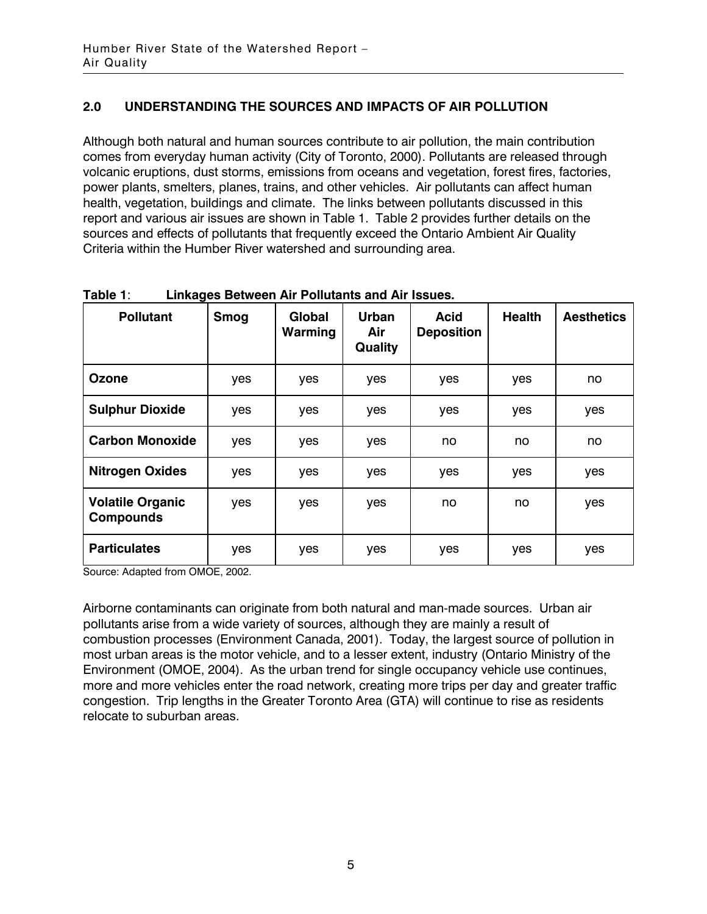## 2.0 UNDERSTANDING THE SOURCES AND IMPACTS OF AIR POLLUTION

Although both natural and human sources contribute to air pollution, the main contribution comes from everyday human activity (City of Toronto, 2000). Pollutants are released through volcanic eruptions, dust storms, emissions from oceans and vegetation, forest fires, factories, power plants, smelters, planes, trains, and other vehicles. Air pollutants can affect human health, vegetation, buildings and climate. The links between pollutants discussed in this report and various air issues are shown in Table 1. Table 2 provides further details on the sources and effects of pollutants that frequently exceed the Ontario Ambient Air Quality Criteria within the Humber River watershed and surrounding area.

**Table 1**: **Linkages Between Air Pollutants and Air Issues.**

| Pollutant | Smog | Global Warming | Urban Air Quality | Acid Deposition | Health | Aesthetics |
|---|---|---|---|---|---|---|
| **Ozone** | yes | yes | yes | yes | yes | no |
| **Sulphur Dioxide** | yes | yes | yes | yes | yes | yes |
| **Carbon Monoxide** | yes | yes | yes | no | no | no |
| **Nitrogen Oxides** | yes | yes | yes | yes | yes | yes |
| **Volatile Organic Compounds** | yes | yes | yes | no | no | yes |
| **Particulates** | yes | yes | yes | yes | yes | yes |

Source: Adapted from OMOE, 2002.

Airborne contaminants can originate from both natural and man-made sources. Urban air pollutants arise from a wide variety of sources, although they are mainly a result of combustion processes (Environment Canada, 2001). Today, the largest source of pollution in most urban areas is the motor vehicle, and to a lesser extent, industry (Ontario Ministry of the Environment (OMOE, 2004). As the urban trend for single occupancy vehicle use continues, more and more vehicles enter the road network, creating more trips per day and greater traffic congestion. Trip lengths in the Greater Toronto Area (GTA) will continue to rise as residents relocate to suburban areas.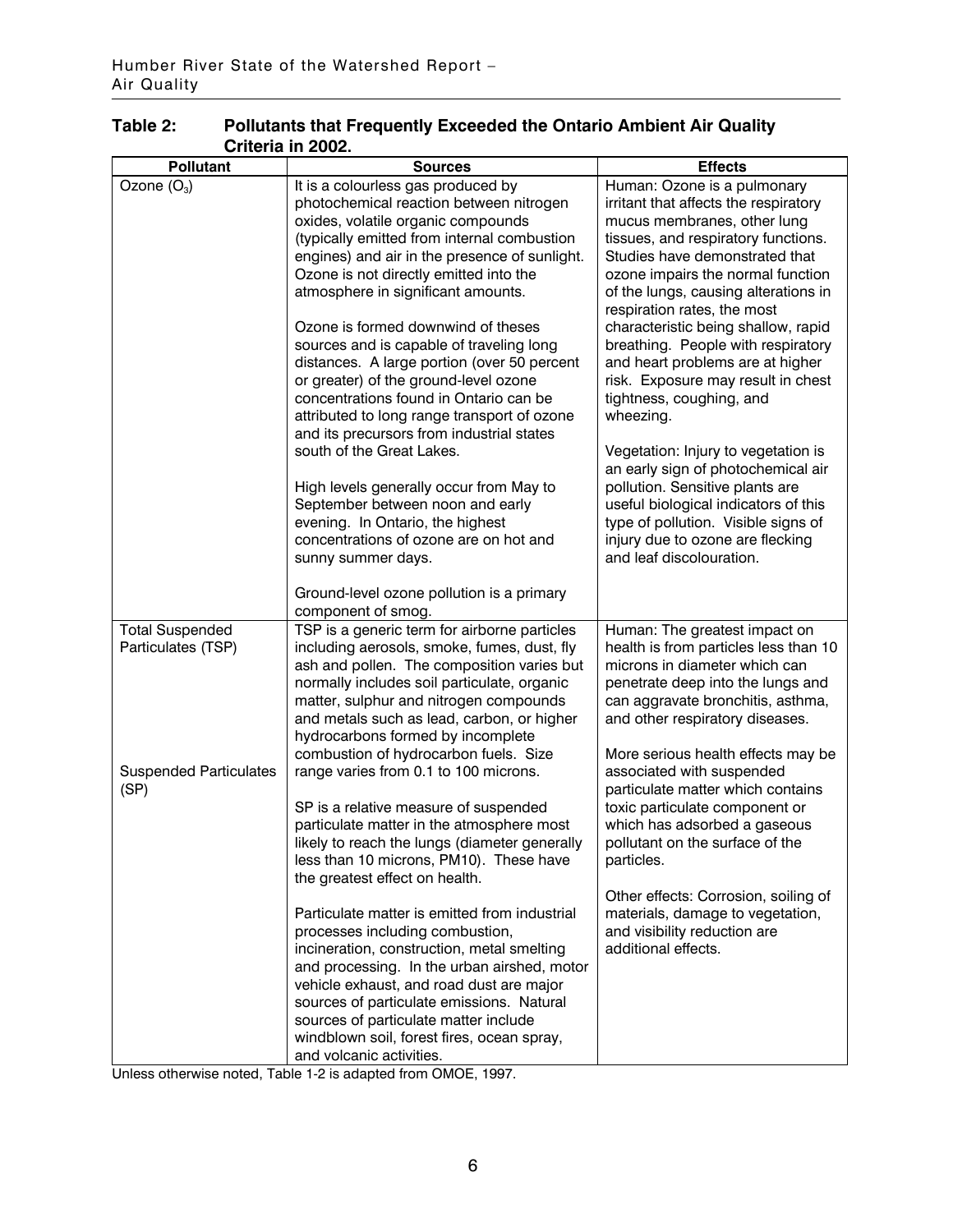**Table 2: Pollutants that Frequently Exceeded the Ontario Ambient Air Quality Criteria in 2002.**

| Pollutant | Sources | Effects |
|---|---|---|
| Ozone ($O_3$) | It is a colourless gas produced by photochemical reaction between nitrogen oxides, volatile organic compounds (typically emitted from internal combustion engines) and air in the presence of sunlight. Ozone is not directly emitted into the atmosphere in significant amounts.<br><br>Ozone is formed downwind of theses sources and is capable of traveling long distances. A large portion (over 50 percent or greater) of the ground-level ozone concentrations found in Ontario can be attributed to long range transport of ozone and its precursors from industrial states south of the Great Lakes.<br><br>High levels generally occur from May to September between noon and early evening. In Ontario, the highest concentrations of ozone are on hot and sunny summer days.<br><br>Ground-level ozone pollution is a primary component of smog. | Human: Ozone is a pulmonary irritant that affects the respiratory mucus membranes, other lung tissues, and respiratory functions. Studies have demonstrated that ozone impairs the normal function of the lungs, causing alterations in respiration rates, the most characteristic being shallow, rapid breathing. People with respiratory and heart problems are at higher risk. Exposure may result in chest tightness, coughing, and wheezing.<br><br>Vegetation: Injury to vegetation is an early sign of photochemical air pollution. Sensitive plants are useful biological indicators of this type of pollution. Visible signs of injury due to ozone are flecking and leaf discolouration. |
| Total Suspended Particulates (TSP)<br><br>Suspended Particulates (SP) | TSP is a generic term for airborne particles including aerosols, smoke, fumes, dust, fly ash and pollen. The composition varies but normally includes soil particulate, organic matter, sulphur and nitrogen compounds and metals such as lead, carbon, or higher hydrocarbons formed by incomplete combustion of hydrocarbon fuels. Size range varies from 0.1 to 100 microns.<br><br>SP is a relative measure of suspended particulate matter in the atmosphere most likely to reach the lungs (diameter generally less than 10 microns, PM10). These have the greatest effect on health.<br><br>Particulate matter is emitted from industrial processes including combustion, incineration, construction, metal smelting and processing. In the urban airshed, motor vehicle exhaust, and road dust are major sources of particulate emissions. Natural sources of particulate matter include windblown soil, forest fires, ocean spray, and volcanic activities. | Human: The greatest impact on health is from particles less than 10 microns in diameter which can penetrate deep into the lungs and can aggravate bronchitis, asthma, and other respiratory diseases.<br><br>More serious health effects may be associated with suspended particulate matter which contains toxic particulate component or which has adsorbed a gaseous pollutant on the surface of the particles.<br><br>Other effects: Corrosion, soiling of materials, damage to vegetation, and visibility reduction are additional effects. |

Unless otherwise noted, Table 1-2 is adapted from OMOE, 1997.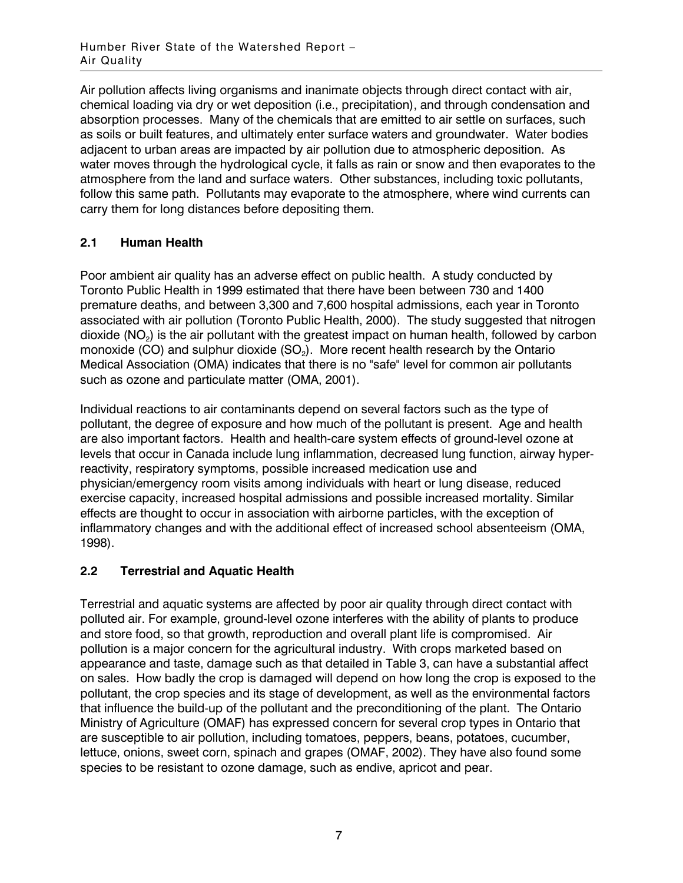Air pollution affects living organisms and inanimate objects through direct contact with air, chemical loading via dry or wet deposition (i.e., precipitation), and through condensation and absorption processes. Many of the chemicals that are emitted to air settle on surfaces, such as soils or built features, and ultimately enter surface waters and groundwater. Water bodies adjacent to urban areas are impacted by air pollution due to atmospheric deposition. As water moves through the hydrological cycle, it falls as rain or snow and then evaporates to the atmosphere from the land and surface waters. Other substances, including toxic pollutants, follow this same path. Pollutants may evaporate to the atmosphere, where wind currents can carry them for long distances before depositing them.

## 2.1 Human Health

Poor ambient air quality has an adverse effect on public health. A study conducted by Toronto Public Health in 1999 estimated that there have been between 730 and 1400 premature deaths, and between 3,300 and 7,600 hospital admissions, each year in Toronto associated with air pollution (Toronto Public Health, 2000). The study suggested that nitrogen dioxide ($NO_2$) is the air pollutant with the greatest impact on human health, followed by carbon monoxide (CO) and sulphur dioxide ($SO_2$). More recent health research by the Ontario Medical Association (OMA) indicates that there is no "safe" level for common air pollutants such as ozone and particulate matter (OMA, 2001).

Individual reactions to air contaminants depend on several factors such as the type of pollutant, the degree of exposure and how much of the pollutant is present. Age and health are also important factors. Health and health-care system effects of ground-level ozone at levels that occur in Canada include lung inflammation, decreased lung function, airway hyper-reactivity, respiratory symptoms, possible increased medication use and physician/emergency room visits among individuals with heart or lung disease, reduced exercise capacity, increased hospital admissions and possible increased mortality. Similar effects are thought to occur in association with airborne particles, with the exception of inflammatory changes and with the additional effect of increased school absenteeism (OMA, 1998).

## 2.2 Terrestrial and Aquatic Health

Terrestrial and aquatic systems are affected by poor air quality through direct contact with polluted air. For example, ground-level ozone interferes with the ability of plants to produce and store food, so that growth, reproduction and overall plant life is compromised. Air pollution is a major concern for the agricultural industry. With crops marketed based on appearance and taste, damage such as that detailed in Table 3, can have a substantial affect on sales. How badly the crop is damaged will depend on how long the crop is exposed to the pollutant, the crop species and its stage of development, as well as the environmental factors that influence the build-up of the pollutant and the preconditioning of the plant. The Ontario Ministry of Agriculture (OMAF) has expressed concern for several crop types in Ontario that are susceptible to air pollution, including tomatoes, peppers, beans, potatoes, cucumber, lettuce, onions, sweet corn, spinach and grapes (OMAF, 2002). They have also found some species to be resistant to ozone damage, such as endive, apricot and pear.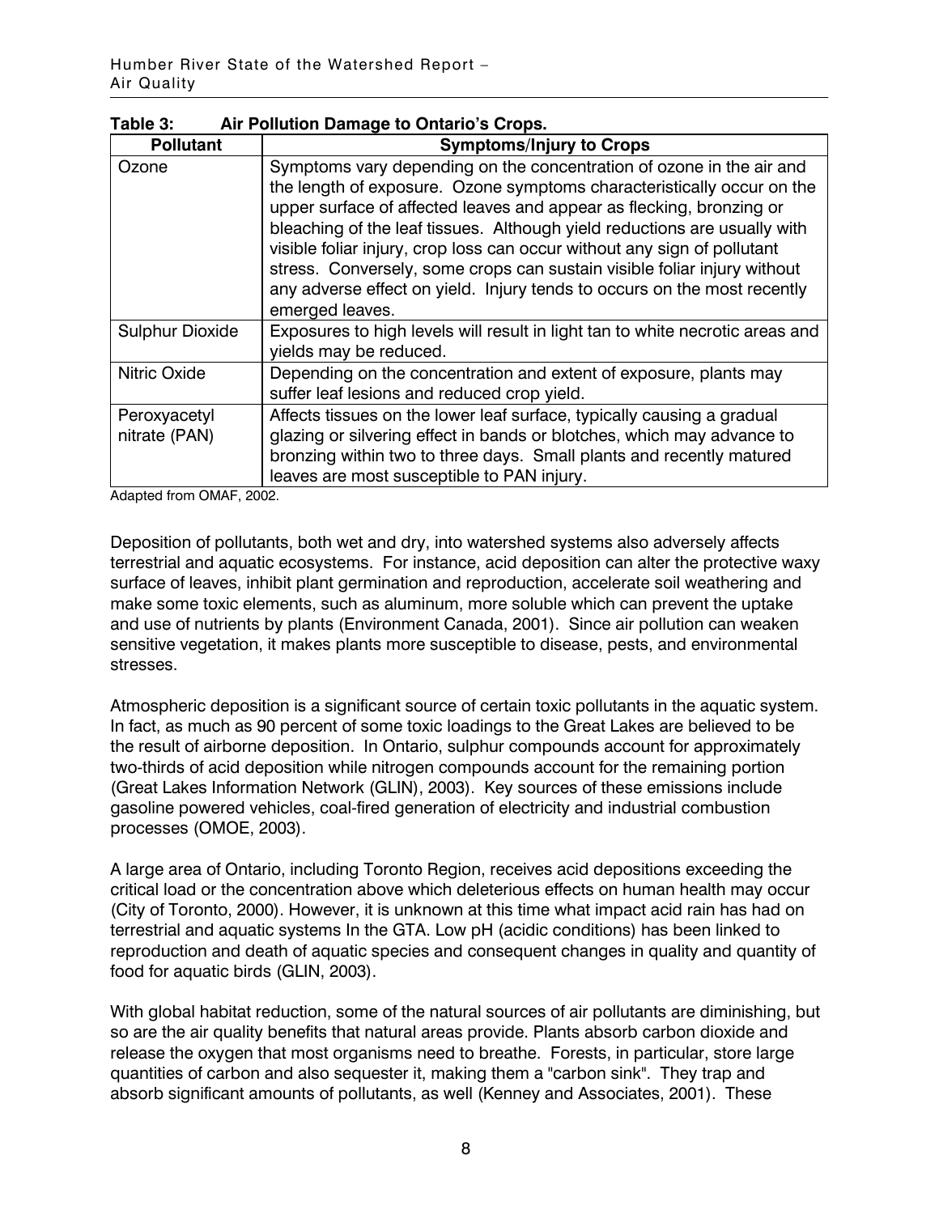**Table 3: Air Pollution Damage to Ontario's Crops.**

| Pollutant | Symptoms/Injury to Crops |
|---|---|
| Ozone | Symptoms vary depending on the concentration of ozone in the air and the length of exposure. Ozone symptoms characteristically occur on the upper surface of affected leaves and appear as flecking, bronzing or bleaching of the leaf tissues. Although yield reductions are usually with visible foliar injury, crop loss can occur without any sign of pollutant stress. Conversely, some crops can sustain visible foliar injury without any adverse effect on yield. Injury tends to occurs on the most recently emerged leaves. |
| Sulphur Dioxide | Exposures to high levels will result in light tan to white necrotic areas and yields may be reduced. |
| Nitric Oxide | Depending on the concentration and extent of exposure, plants may suffer leaf lesions and reduced crop yield. |
| Peroxyacetyl nitrate (PAN) | Affects tissues on the lower leaf surface, typically causing a gradual glazing or silvering effect in bands or blotches, which may advance to bronzing within two to three days. Small plants and recently matured leaves are most susceptible to PAN injury. |

Adapted from OMAF, 2002.

Deposition of pollutants, both wet and dry, into watershed systems also adversely affects terrestrial and aquatic ecosystems. For instance, acid deposition can alter the protective waxy surface of leaves, inhibit plant germination and reproduction, accelerate soil weathering and make some toxic elements, such as aluminum, more soluble which can prevent the uptake and use of nutrients by plants (Environment Canada, 2001). Since air pollution can weaken sensitive vegetation, it makes plants more susceptible to disease, pests, and environmental stresses.

Atmospheric deposition is a significant source of certain toxic pollutants in the aquatic system. In fact, as much as 90 percent of some toxic loadings to the Great Lakes are believed to be the result of airborne deposition. In Ontario, sulphur compounds account for approximately two-thirds of acid deposition while nitrogen compounds account for the remaining portion (Great Lakes Information Network (GLIN), 2003). Key sources of these emissions include gasoline powered vehicles, coal-fired generation of electricity and industrial combustion processes (OMOE, 2003).

A large area of Ontario, including Toronto Region, receives acid depositions exceeding the critical load or the concentration above which deleterious effects on human health may occur (City of Toronto, 2000). However, it is unknown at this time what impact acid rain has had on terrestrial and aquatic systems In the GTA. Low pH (acidic conditions) has been linked to reproduction and death of aquatic species and consequent changes in quality and quantity of food for aquatic birds (GLIN, 2003).

With global habitat reduction, some of the natural sources of air pollutants are diminishing, but so are the air quality benefits that natural areas provide. Plants absorb carbon dioxide and release the oxygen that most organisms need to breathe. Forests, in particular, store large quantities of carbon and also sequester it, making them a "carbon sink". They trap and absorb significant amounts of pollutants, as well (Kenney and Associates, 2001). These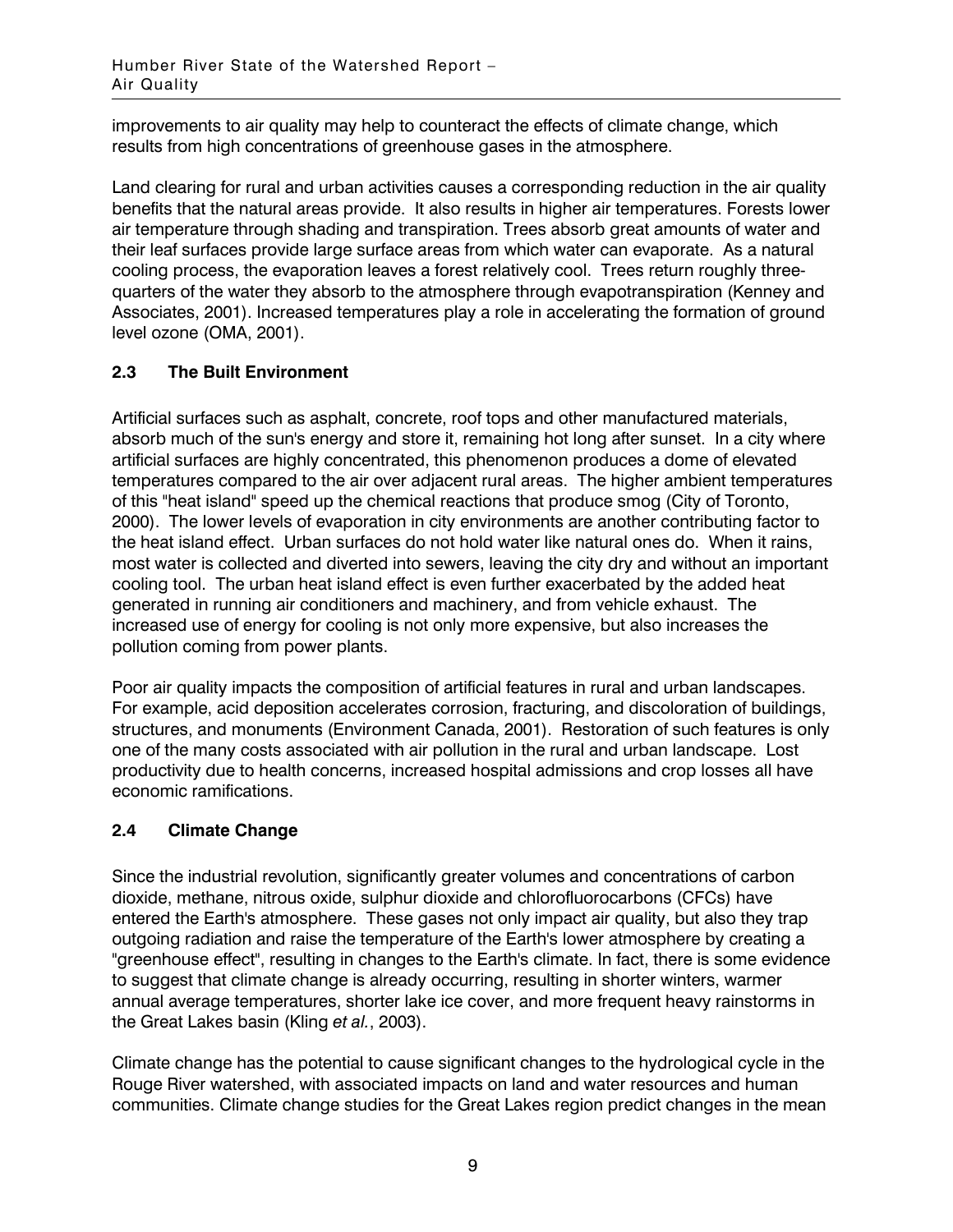improvements to air quality may help to counteract the effects of climate change, which results from high concentrations of greenhouse gases in the atmosphere.

Land clearing for rural and urban activities causes a corresponding reduction in the air quality benefits that the natural areas provide. It also results in higher air temperatures. Forests lower air temperature through shading and transpiration. Trees absorb great amounts of water and their leaf surfaces provide large surface areas from which water can evaporate. As a natural cooling process, the evaporation leaves a forest relatively cool. Trees return roughly three-quarters of the water they absorb to the atmosphere through evapotranspiration (Kenney and Associates, 2001). Increased temperatures play a role in accelerating the formation of ground level ozone (OMA, 2001).

## 2.3 The Built Environment

Artificial surfaces such as asphalt, concrete, roof tops and other manufactured materials, absorb much of the sun's energy and store it, remaining hot long after sunset. In a city where artificial surfaces are highly concentrated, this phenomenon produces a dome of elevated temperatures compared to the air over adjacent rural areas. The higher ambient temperatures of this "heat island" speed up the chemical reactions that produce smog (City of Toronto, 2000). The lower levels of evaporation in city environments are another contributing factor to the heat island effect. Urban surfaces do not hold water like natural ones do. When it rains, most water is collected and diverted into sewers, leaving the city dry and without an important cooling tool. The urban heat island effect is even further exacerbated by the added heat generated in running air conditioners and machinery, and from vehicle exhaust. The increased use of energy for cooling is not only more expensive, but also increases the pollution coming from power plants.

Poor air quality impacts the composition of artificial features in rural and urban landscapes. For example, acid deposition accelerates corrosion, fracturing, and discoloration of buildings, structures, and monuments (Environment Canada, 2001). Restoration of such features is only one of the many costs associated with air pollution in the rural and urban landscape. Lost productivity due to health concerns, increased hospital admissions and crop losses all have economic ramifications.

## 2.4 Climate Change

Since the industrial revolution, significantly greater volumes and concentrations of carbon dioxide, methane, nitrous oxide, sulphur dioxide and chlorofluorocarbons (CFCs) have entered the Earth's atmosphere. These gases not only impact air quality, but also they trap outgoing radiation and raise the temperature of the Earth's lower atmosphere by creating a "greenhouse effect", resulting in changes to the Earth's climate. In fact, there is some evidence to suggest that climate change is already occurring, resulting in shorter winters, warmer annual average temperatures, shorter lake ice cover, and more frequent heavy rainstorms in the Great Lakes basin (Kling *et al.*, 2003).

Climate change has the potential to cause significant changes to the hydrological cycle in the Rouge River watershed, with associated impacts on land and water resources and human communities. Climate change studies for the Great Lakes region predict changes in the mean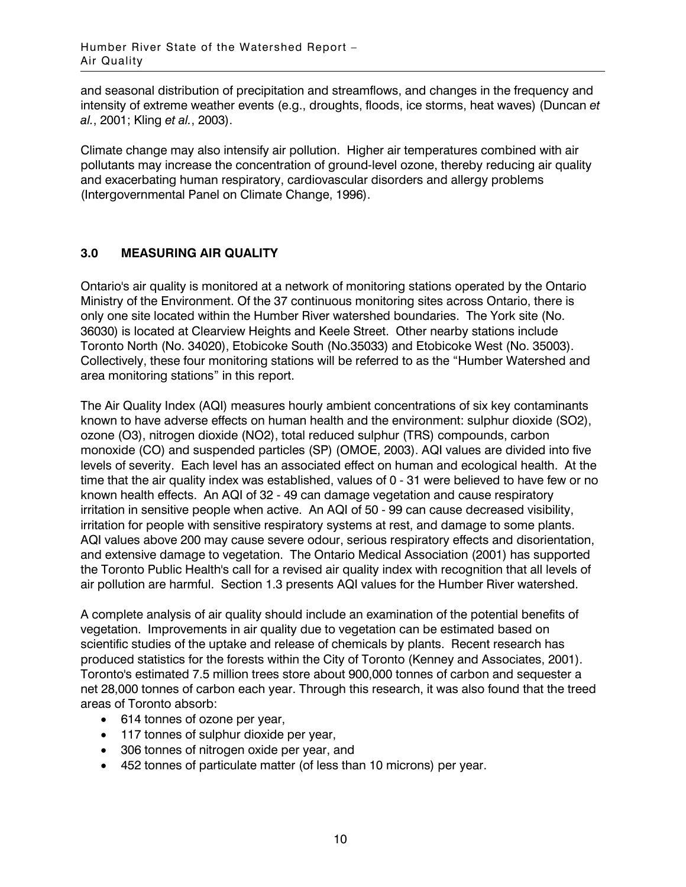and seasonal distribution of precipitation and streamflows, and changes in the frequency and intensity of extreme weather events (e.g., droughts, floods, ice storms, heat waves) (Duncan *et al.*, 2001; Kling *et al.*, 2003).

Climate change may also intensify air pollution. Higher air temperatures combined with air pollutants may increase the concentration of ground-level ozone, thereby reducing air quality and exacerbating human respiratory, cardiovascular disorders and allergy problems (Intergovernmental Panel on Climate Change, 1996).

## 3.0 MEASURING AIR QUALITY

Ontario's air quality is monitored at a network of monitoring stations operated by the Ontario Ministry of the Environment. Of the 37 continuous monitoring sites across Ontario, there is only one site located within the Humber River watershed boundaries. The York site (No. 36030) is located at Clearview Heights and Keele Street. Other nearby stations include Toronto North (No. 34020), Etobicoke South (No.35033) and Etobicoke West (No. 35003). Collectively, these four monitoring stations will be referred to as the "Humber Watershed and area monitoring stations" in this report.

The Air Quality Index (AQI) measures hourly ambient concentrations of six key contaminants known to have adverse effects on human health and the environment: sulphur dioxide ($SO_2$), ozone ($O_3$), nitrogen dioxide ($NO_2$), total reduced sulphur (TRS) compounds, carbon monoxide (CO) and suspended particles (SP) (OMOE, 2003). AQI values are divided into five levels of severity. Each level has an associated effect on human and ecological health. At the time that the air quality index was established, values of 0 - 31 were believed to have few or no known health effects. An AQI of 32 - 49 can damage vegetation and cause respiratory irritation in sensitive people when active. An AQI of 50 - 99 can cause decreased visibility, irritation for people with sensitive respiratory systems at rest, and damage to some plants. AQI values above 200 may cause severe odour, serious respiratory effects and disorientation, and extensive damage to vegetation. The Ontario Medical Association (2001) has supported the Toronto Public Health's call for a revised air quality index with recognition that all levels of air pollution are harmful. Section 1.3 presents AQI values for the Humber River watershed.

A complete analysis of air quality should include an examination of the potential benefits of vegetation. Improvements in air quality due to vegetation can be estimated based on scientific studies of the uptake and release of chemicals by plants. Recent research has produced statistics for the forests within the City of Toronto (Kenney and Associates, 2001). Toronto's estimated 7.5 million trees store about 900,000 tonnes of carbon and sequester a net 28,000 tonnes of carbon each year. Through this research, it was also found that the treed areas of Toronto absorb:

- 614 tonnes of ozone per year,
- 117 tonnes of sulphur dioxide per year,
- 306 tonnes of nitrogen oxide per year, and
- 452 tonnes of particulate matter (of less than 10 microns) per year.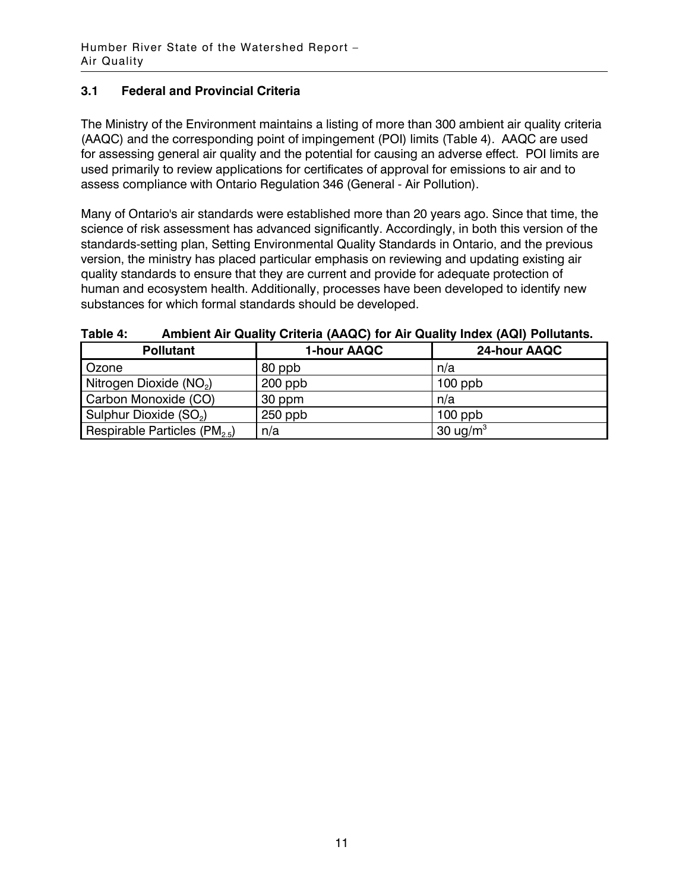### 3.1 Federal and Provincial Criteria

The Ministry of the Environment maintains a listing of more than 300 ambient air quality criteria (AAQC) and the corresponding point of impingement (POI) limits (Table 4). AAQC are used for assessing general air quality and the potential for causing an adverse effect. POI limits are used primarily to review applications for certificates of approval for emissions to air and to assess compliance with Ontario Regulation 346 (General - Air Pollution).

Many of Ontario's air standards were established more than 20 years ago. Since that time, the science of risk assessment has advanced significantly. Accordingly, in both this version of the standards-setting plan, Setting Environmental Quality Standards in Ontario, and the previous version, the ministry has placed particular emphasis on reviewing and updating existing air quality standards to ensure that they are current and provide for adequate protection of human and ecosystem health. Additionally, processes have been developed to identify new substances for which formal standards should be developed.

**Table 4: Ambient Air Quality Criteria (AAQC) for Air Quality Index (AQI) Pollutants.**

| Pollutant | 1-hour AAQC | 24-hour AAQC |
|---|---|---|
| Ozone | 80 ppb | n/a |
| Nitrogen Dioxide ($NO_2$) | 200 ppb | 100 ppb |
| Carbon Monoxide (CO) | 30 ppm | n/a |
| Sulphur Dioxide ($SO_2$) | 250 ppb | 100 ppb |
| Respirable Particles ($PM_{2.5}$) | n/a | 30 $ug/m^3$ |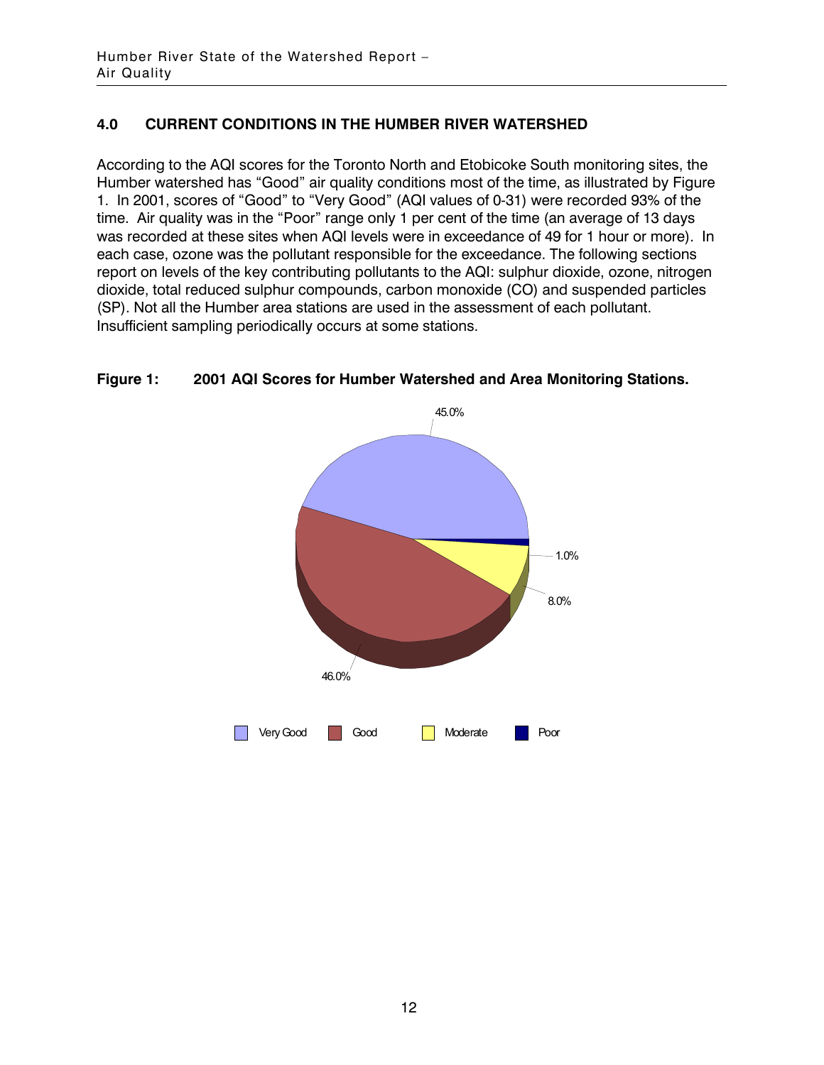## 4.0 CURRENT CONDITIONS IN THE HUMBER RIVER WATERSHED

According to the AQI scores for the Toronto North and Etobicoke South monitoring sites, the Humber watershed has "Good" air quality conditions most of the time, as illustrated by Figure 1. In 2001, scores of "Good" to "Very Good" (AQI values of 0-31) were recorded 93% of the time. Air quality was in the "Poor" range only 1 per cent of the time (an average of 13 days was recorded at these sites when AQI levels were in exceedance of 49 for 1 hour or more). In each case, ozone was the pollutant responsible for the exceedance. The following sections report on levels of the key contributing pollutants to the AQI: sulphur dioxide, ozone, nitrogen dioxide, total reduced sulphur compounds, carbon monoxide (CO) and suspended particles (SP). Not all the Humber area stations are used in the assessment of each pollutant. Insufficient sampling periodically occurs at some stations.

**Figure 1: 2001 AQI Scores for Humber Watershed and Area Monitoring Stations.**

| Category | Percentage |
|---|---|
| Very Good | 45.0% |
| Good | 46.0% |
| Moderate | 8.0% |
| Poor | 1.0% |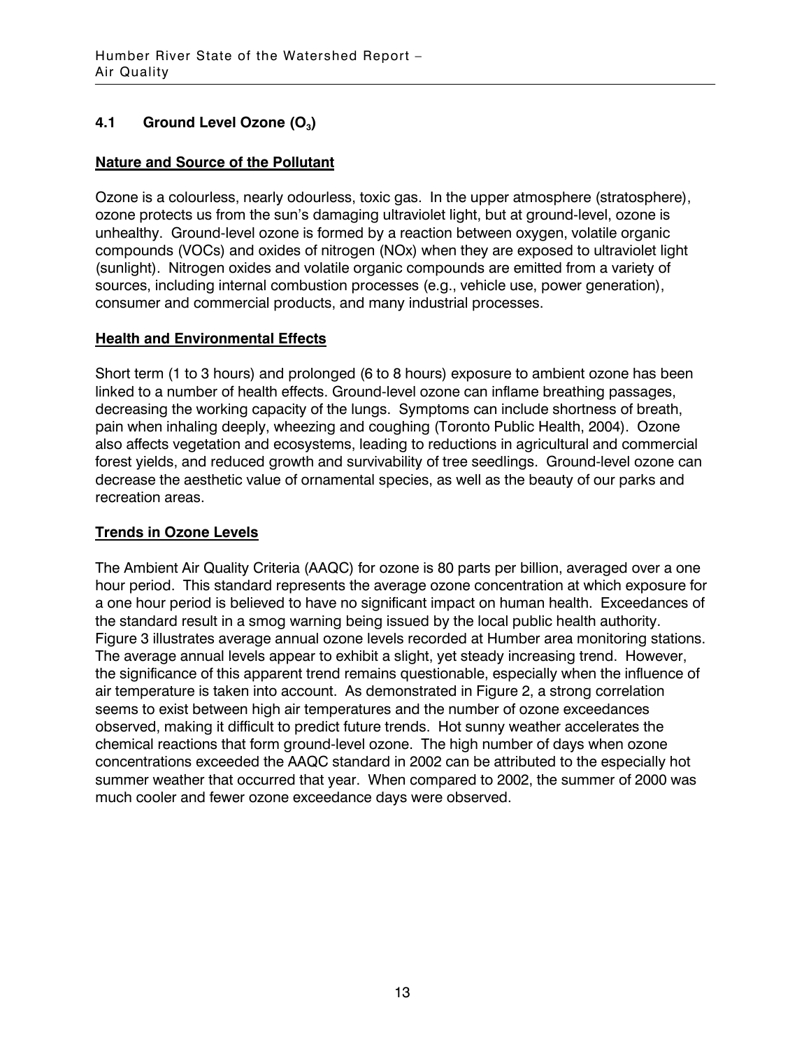## 4.1 Ground Level Ozone ($O_3$)

**Nature and Source of the Pollutant**

Ozone is a colourless, nearly odourless, toxic gas. In the upper atmosphere (stratosphere), ozone protects us from the sun's damaging ultraviolet light, but at ground-level, ozone is unhealthy. Ground-level ozone is formed by a reaction between oxygen, volatile organic compounds (VOCs) and oxides of nitrogen (NOx) when they are exposed to ultraviolet light (sunlight). Nitrogen oxides and volatile organic compounds are emitted from a variety of sources, including internal combustion processes (e.g., vehicle use, power generation), consumer and commercial products, and many industrial processes.

**Health and Environmental Effects**

Short term (1 to 3 hours) and prolonged (6 to 8 hours) exposure to ambient ozone has been linked to a number of health effects. Ground-level ozone can inflame breathing passages, decreasing the working capacity of the lungs. Symptoms can include shortness of breath, pain when inhaling deeply, wheezing and coughing (Toronto Public Health, 2004). Ozone also affects vegetation and ecosystems, leading to reductions in agricultural and commercial forest yields, and reduced growth and survivability of tree seedlings. Ground-level ozone can decrease the aesthetic value of ornamental species, as well as the beauty of our parks and recreation areas.

**Trends in Ozone Levels**

The Ambient Air Quality Criteria (AAQC) for ozone is 80 parts per billion, averaged over a one hour period. This standard represents the average ozone concentration at which exposure for a one hour period is believed to have no significant impact on human health. Exceedances of the standard result in a smog warning being issued by the local public health authority. Figure 3 illustrates average annual ozone levels recorded at Humber area monitoring stations. The average annual levels appear to exhibit a slight, yet steady increasing trend. However, the significance of this apparent trend remains questionable, especially when the influence of air temperature is taken into account. As demonstrated in Figure 2, a strong correlation seems to exist between high air temperatures and the number of ozone exceedances observed, making it difficult to predict future trends. Hot sunny weather accelerates the chemical reactions that form ground-level ozone. The high number of days when ozone concentrations exceeded the AAQC standard in 2002 can be attributed to the especially hot summer weather that occurred that year. When compared to 2002, the summer of 2000 was much cooler and fewer ozone exceedance days were observed.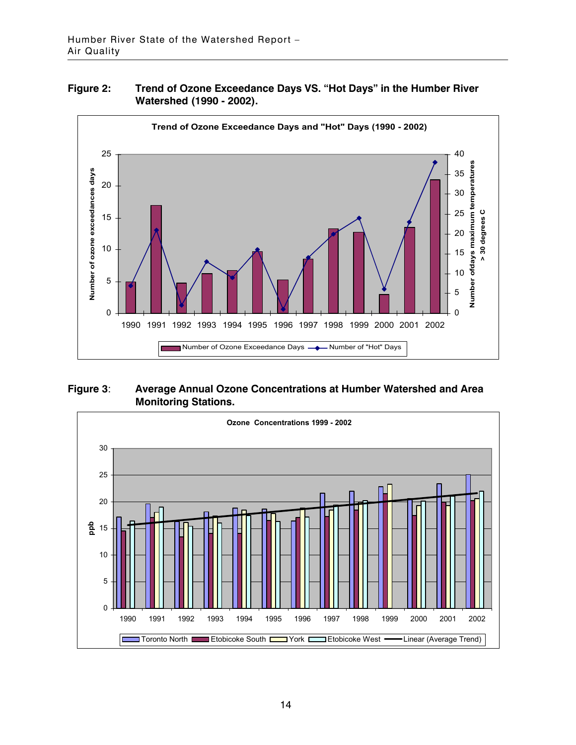**Figure 2: Trend of Ozone Exceedance Days VS. "Hot Days" in the Humber River Watershed (1990 - 2002).**

**Figure 3: Average Annual Ozone Concentrations at Humber Watershed and Area Monitoring Stations.**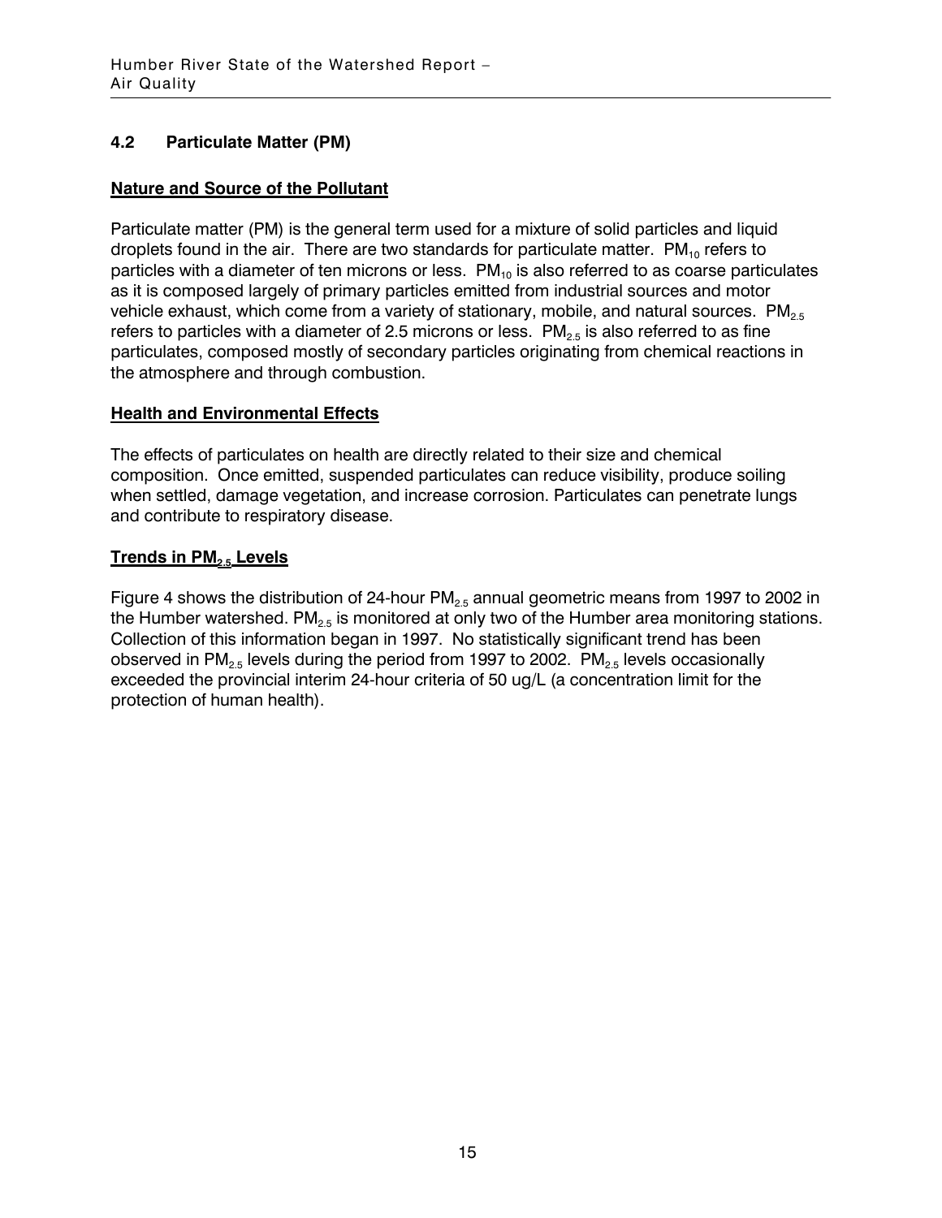## 4.2 Particulate Matter (PM)

**Nature and Source of the Pollutant**

Particulate matter (PM) is the general term used for a mixture of solid particles and liquid droplets found in the air. There are two standards for particulate matter. $PM_{10}$ refers to particles with a diameter of ten microns or less. $PM_{10}$ is also referred to as coarse particulates as it is composed largely of primary particles emitted from industrial sources and motor vehicle exhaust, which come from a variety of stationary, mobile, and natural sources. $PM_{2.5}$ refers to particles with a diameter of 2.5 microns or less. $PM_{2.5}$ is also referred to as fine particulates, composed mostly of secondary particles originating from chemical reactions in the atmosphere and through combustion.

**Health and Environmental Effects**

The effects of particulates on health are directly related to their size and chemical composition. Once emitted, suspended particulates can reduce visibility, produce soiling when settled, damage vegetation, and increase corrosion. Particulates can penetrate lungs and contribute to respiratory disease.

**Trends in $PM_{2.5}$ Levels**

Figure 4 shows the distribution of 24-hour $PM_{2.5}$ annual geometric means from 1997 to 2002 in the Humber watershed. $PM_{2.5}$ is monitored at only two of the Humber area monitoring stations. Collection of this information began in 1997. No statistically significant trend has been observed in $PM_{2.5}$ levels during the period from 1997 to 2002. $PM_{2.5}$ levels occasionally exceeded the provincial interim 24-hour criteria of 50 ug/L (a concentration limit for the protection of human health).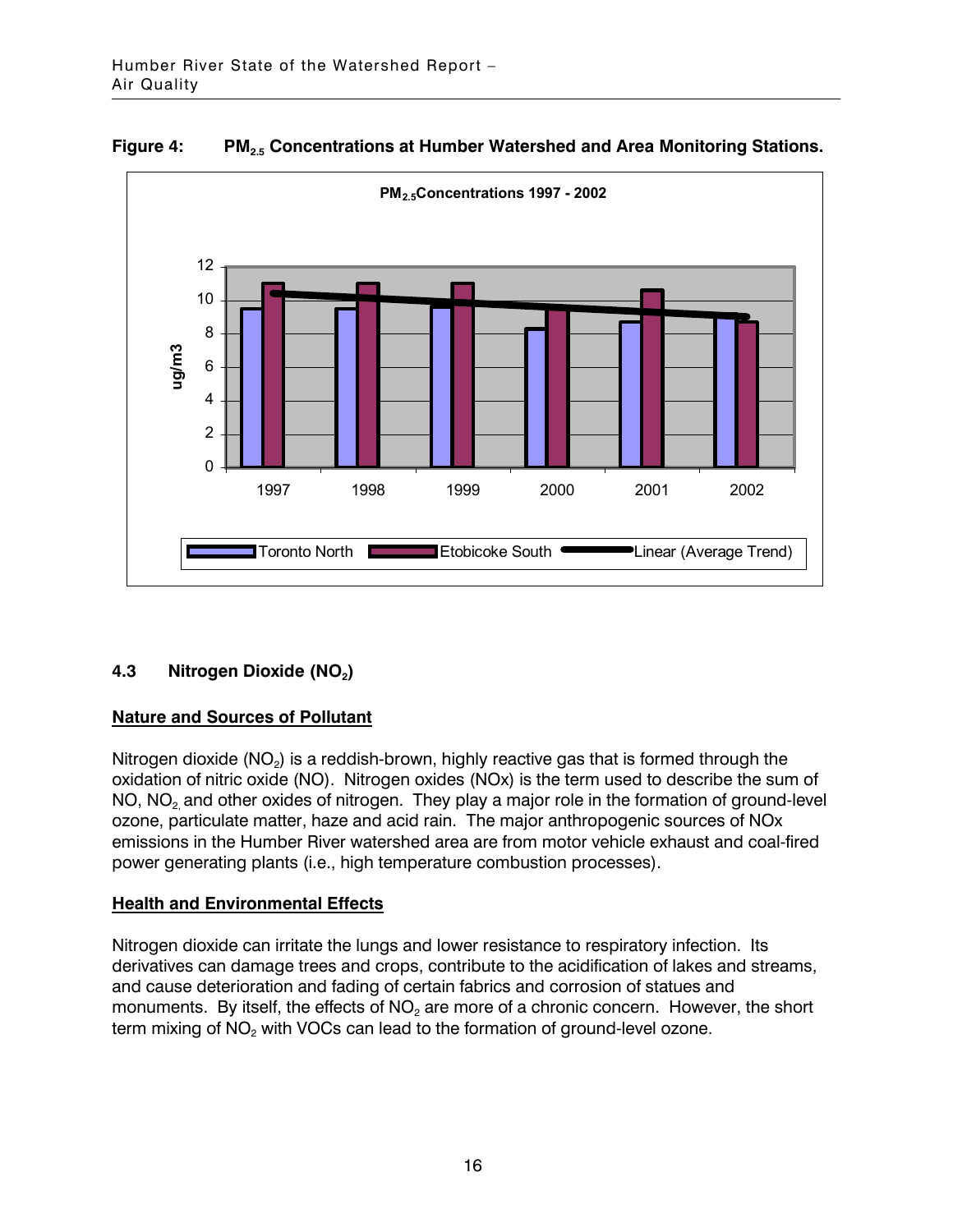**Figure 4: $PM_{2.5}$ Concentrations at Humber Watershed and Area Monitoring Stations.**

### 4.3 Nitrogen Dioxide ($NO_2$)

**Nature and Sources of Pollutant**

Nitrogen dioxide ($NO_2$) is a reddish-brown, highly reactive gas that is formed through the oxidation of nitric oxide (NO). Nitrogen oxides (NOx) is the term used to describe the sum of NO, $NO_2$, and other oxides of nitrogen. They play a major role in the formation of ground-level ozone, particulate matter, haze and acid rain. The major anthropogenic sources of NOx emissions in the Humber River watershed area are from motor vehicle exhaust and coal-fired power generating plants (i.e., high temperature combustion processes).

**Health and Environmental Effects**

Nitrogen dioxide can irritate the lungs and lower resistance to respiratory infection. Its derivatives can damage trees and crops, contribute to the acidification of lakes and streams, and cause deterioration and fading of certain fabrics and corrosion of statues and monuments. By itself, the effects of $NO_2$ are more of a chronic concern. However, the short term mixing of $NO_2$ with VOCs can lead to the formation of ground-level ozone.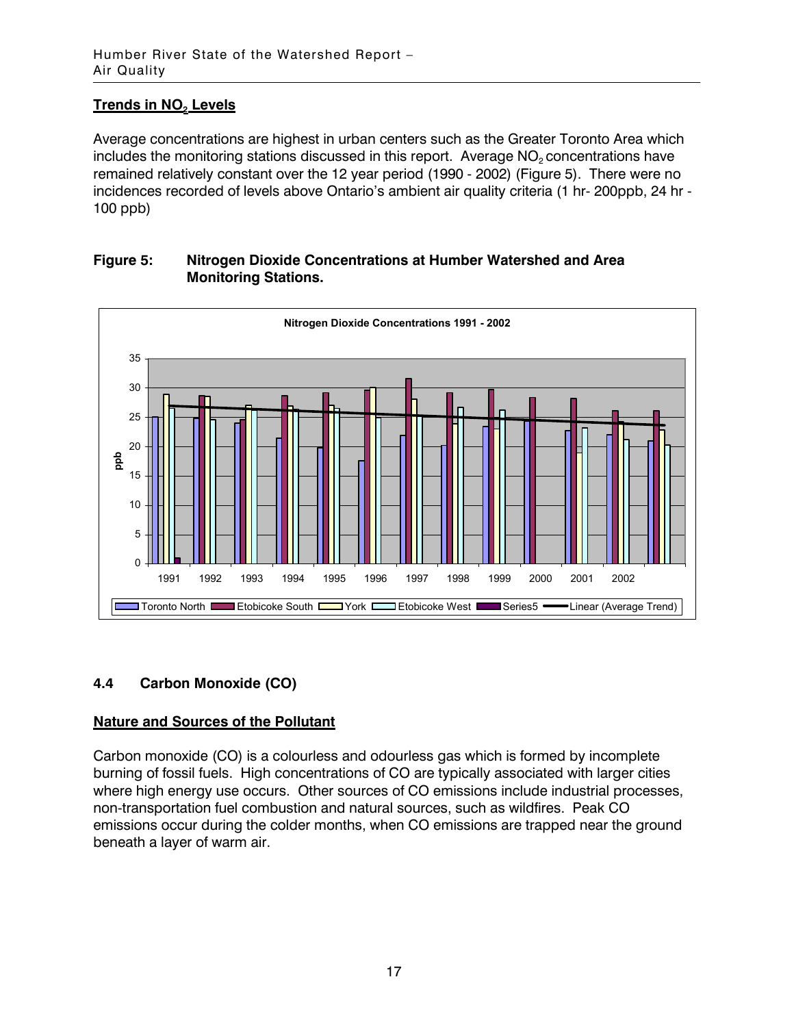## Trends in $NO_2$ Levels

Average concentrations are highest in urban centers such as the Greater Toronto Area which includes the monitoring stations discussed in this report. Average $NO_2$ concentrations have remained relatively constant over the 12 year period (1990 - 2002) (Figure 5). There were no incidences recorded of levels above Ontario's ambient air quality criteria (1 hr- 200ppb, 24 hr - 100 ppb)

**Figure 5: Nitrogen Dioxide Concentrations at Humber Watershed and Area Monitoring Stations.**

### 4.4 Carbon Monoxide (CO)

## Nature and Sources of the Pollutant

Carbon monoxide (CO) is a colourless and odourless gas which is formed by incomplete burning of fossil fuels. High concentrations of CO are typically associated with larger cities where high energy use occurs. Other sources of CO emissions include industrial processes, non-transportation fuel combustion and natural sources, such as wildfires. Peak CO emissions occur during the colder months, when CO emissions are trapped near the ground beneath a layer of warm air.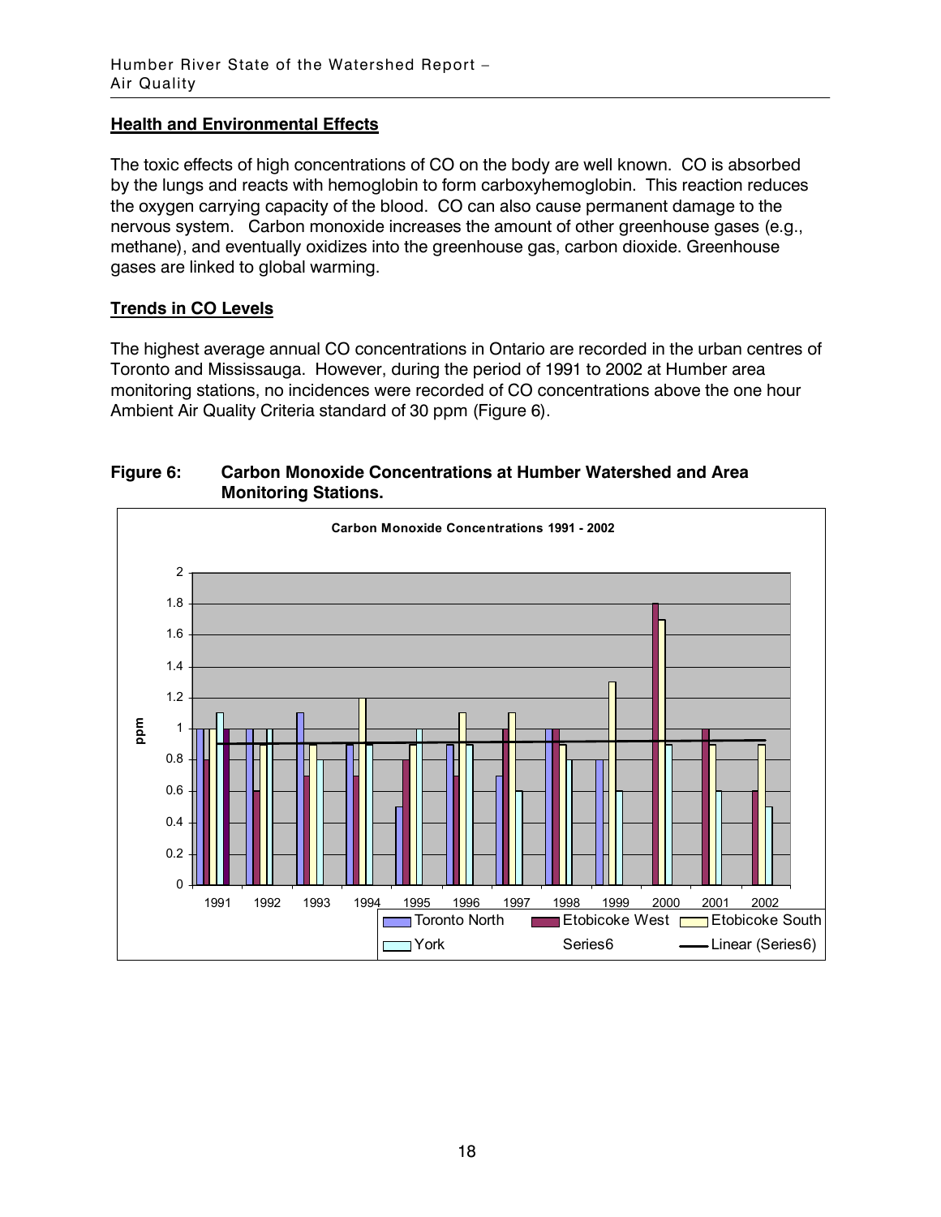### Health and Environmental Effects

The toxic effects of high concentrations of CO on the body are well known. CO is absorbed by the lungs and reacts with hemoglobin to form carboxyhemoglobin. This reaction reduces the oxygen carrying capacity of the blood. CO can also cause permanent damage to the nervous system. Carbon monoxide increases the amount of other greenhouse gases (e.g., methane), and eventually oxidizes into the greenhouse gas, carbon dioxide. Greenhouse gases are linked to global warming.

### Trends in CO Levels

The highest average annual CO concentrations in Ontario are recorded in the urban centres of Toronto and Mississauga. However, during the period of 1991 to 2002 at Humber area monitoring stations, no incidences were recorded of CO concentrations above the one hour Ambient Air Quality Criteria standard of 30 ppm (Figure 6).

**Figure 6: Carbon Monoxide Concentrations at Humber Watershed and Area Monitoring Stations.**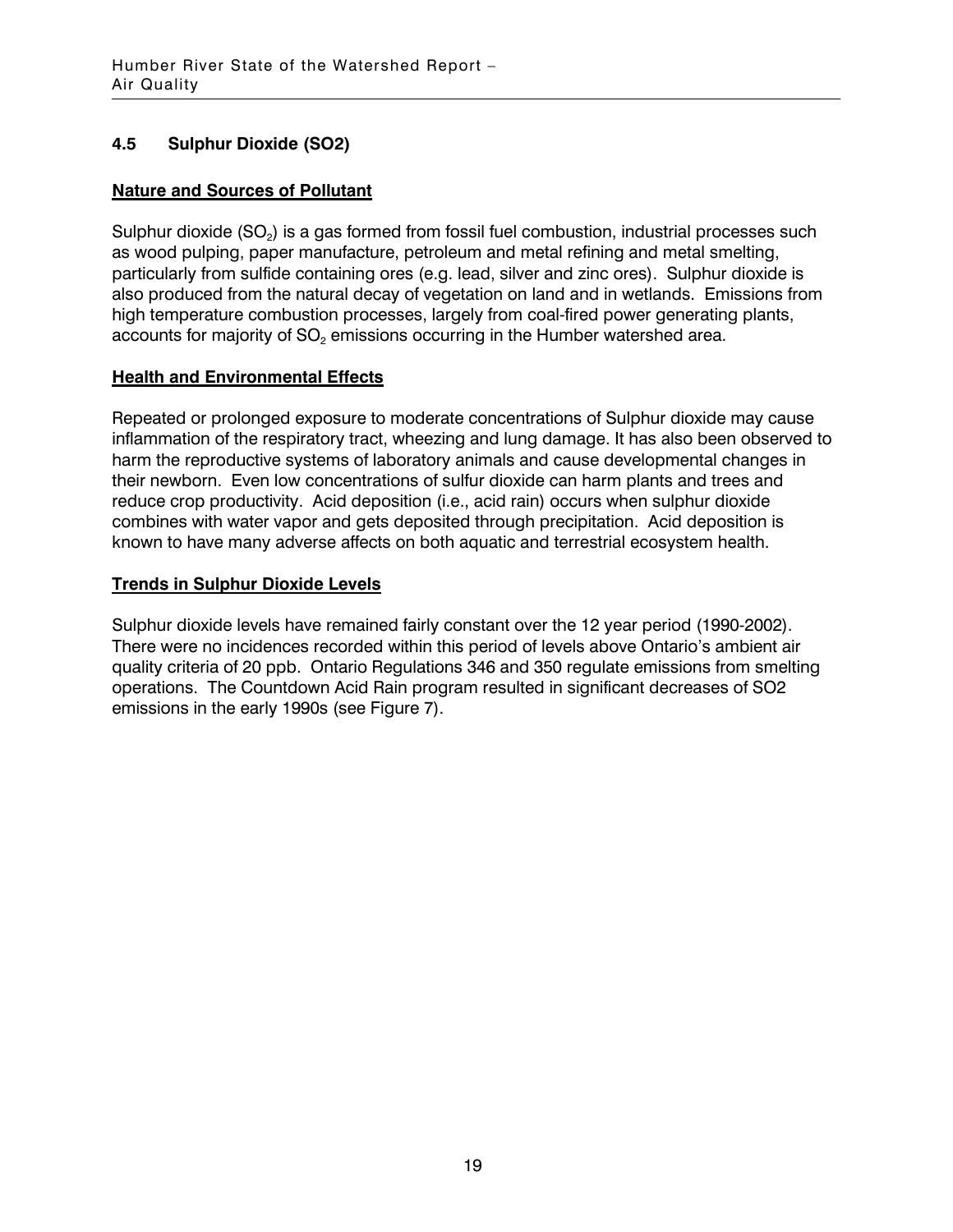### 4.5 Sulphur Dioxide (SO2)

**Nature and Sources of Pollutant**

Sulphur dioxide ($SO_2$) is a gas formed from fossil fuel combustion, industrial processes such as wood pulping, paper manufacture, petroleum and metal refining and metal smelting, particularly from sulfide containing ores (e.g. lead, silver and zinc ores). Sulphur dioxide is also produced from the natural decay of vegetation on land and in wetlands. Emissions from high temperature combustion processes, largely from coal-fired power generating plants, accounts for majority of $SO_2$ emissions occurring in the Humber watershed area.

**Health and Environmental Effects**

Repeated or prolonged exposure to moderate concentrations of Sulphur dioxide may cause inflammation of the respiratory tract, wheezing and lung damage. It has also been observed to harm the reproductive systems of laboratory animals and cause developmental changes in their newborn. Even low concentrations of sulfur dioxide can harm plants and trees and reduce crop productivity. Acid deposition (i.e., acid rain) occurs when sulphur dioxide combines with water vapor and gets deposited through precipitation. Acid deposition is known to have many adverse affects on both aquatic and terrestrial ecosystem health.

**Trends in Sulphur Dioxide Levels**

Sulphur dioxide levels have remained fairly constant over the 12 year period (1990-2002). There were no incidences recorded within this period of levels above Ontario's ambient air quality criteria of 20 ppb. Ontario Regulations 346 and 350 regulate emissions from smelting operations. The Countdown Acid Rain program resulted in significant decreases of SO2 emissions in the early 1990s (see Figure 7).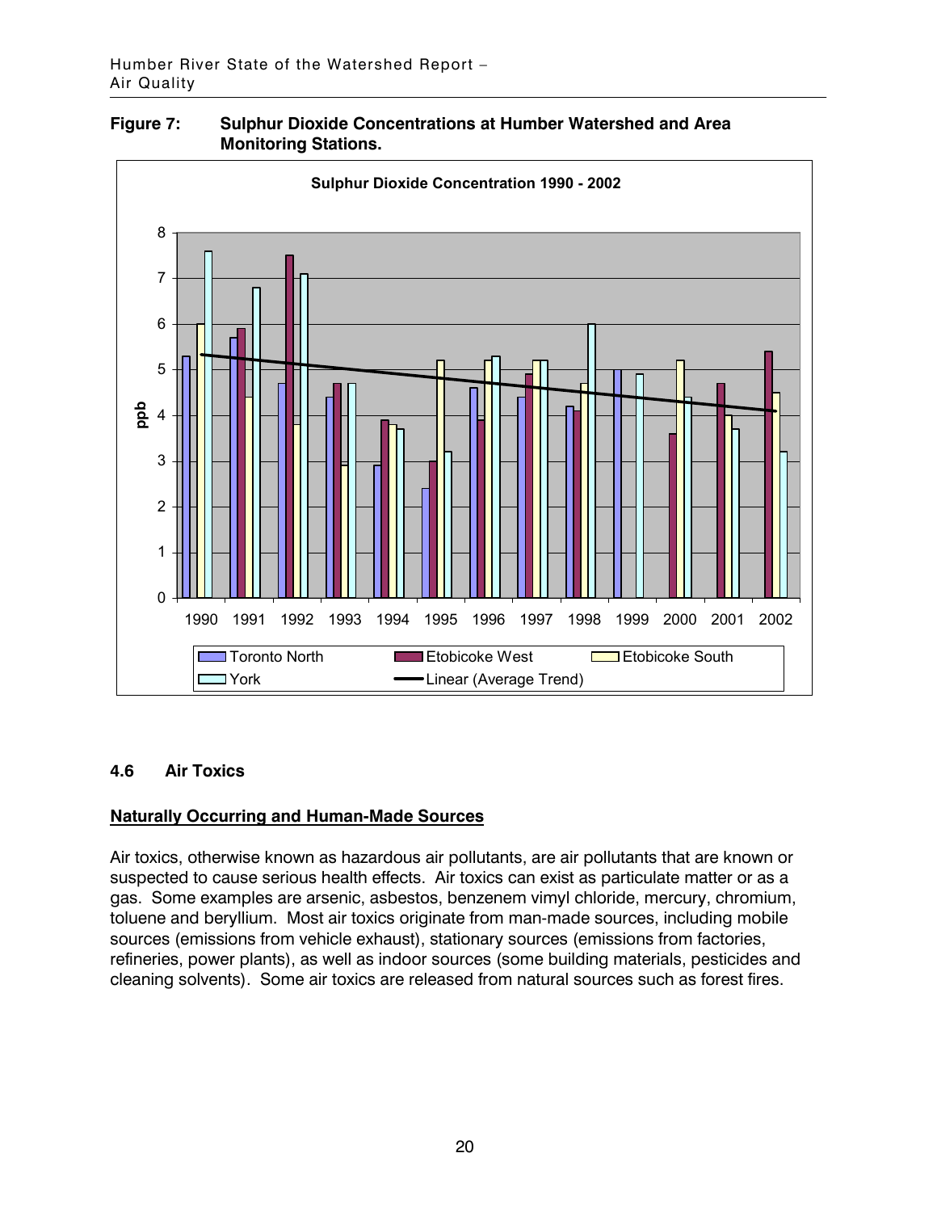**Figure 7: Sulphur Dioxide Concentrations at Humber Watershed and Area Monitoring Stations.**

## 4.6 Air Toxics

### Naturally Occurring and Human-Made Sources

Air toxics, otherwise known as hazardous air pollutants, are air pollutants that are known or suspected to cause serious health effects. Air toxics can exist as particulate matter or as a gas. Some examples are arsenic, asbestos, benzenem vimyl chloride, mercury, chromium, toluene and beryllium. Most air toxics originate from man-made sources, including mobile sources (emissions from vehicle exhaust), stationary sources (emissions from factories, refineries, power plants), as well as indoor sources (some building materials, pesticides and cleaning solvents). Some air toxics are released from natural sources such as forest fires.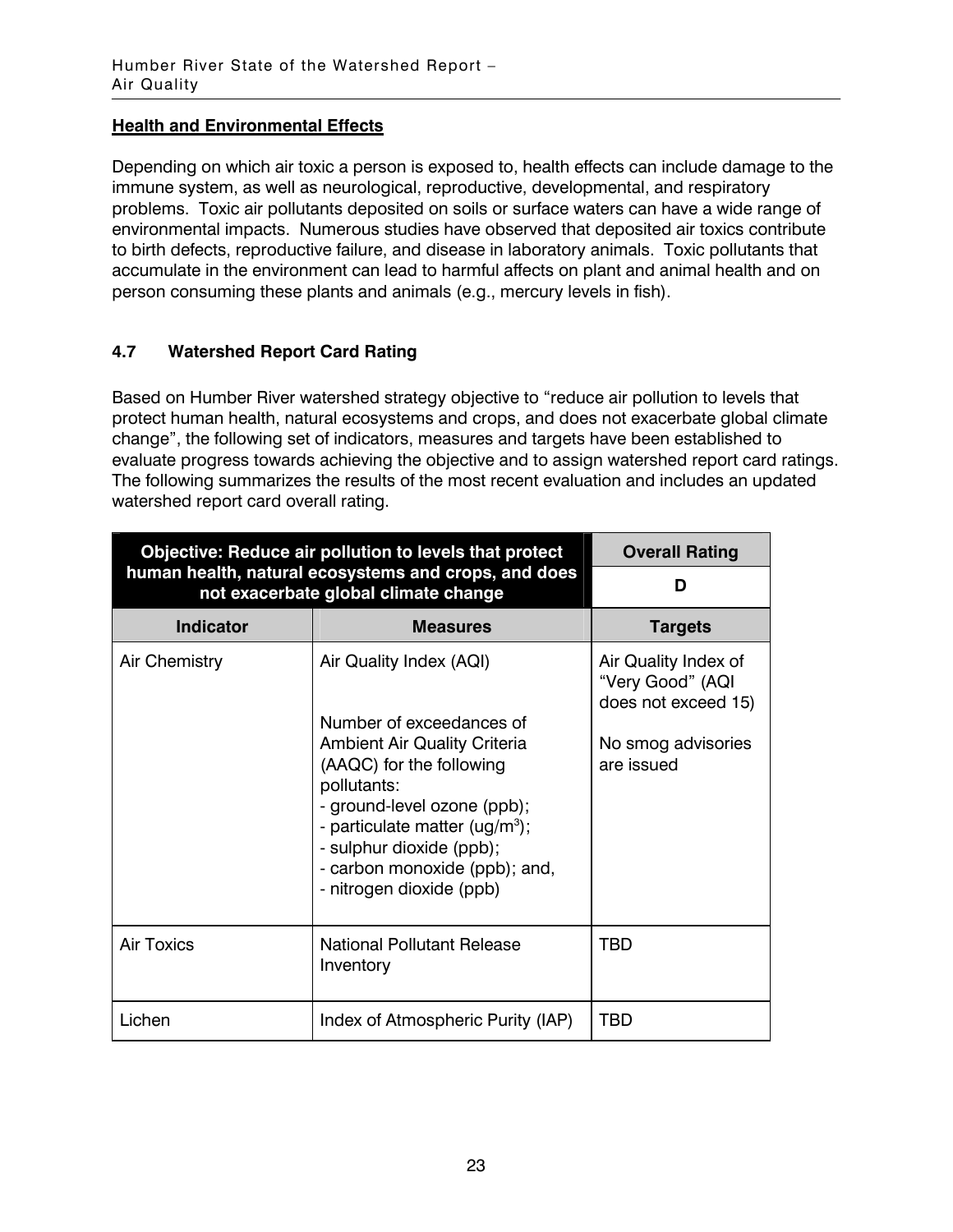### Health and Environmental Effects

Depending on which air toxic a person is exposed to, health effects can include damage to the immune system, as well as neurological, reproductive, developmental, and respiratory problems. Toxic air pollutants deposited on soils or surface waters can have a wide range of environmental impacts. Numerous studies have observed that deposited air toxics contribute to birth defects, reproductive failure, and disease in laboratory animals. Toxic pollutants that accumulate in the environment can lead to harmful affects on plant and animal health and on person consuming these plants and animals (e.g., mercury levels in fish).

## 4.7 Watershed Report Card Rating

Based on Humber River watershed strategy objective to "reduce air pollution to levels that protect human health, natural ecosystems and crops, and does not exacerbate global climate change", the following set of indicators, measures and targets have been established to evaluate progress towards achieving the objective and to assign watershed report card ratings. The following summarizes the results of the most recent evaluation and includes an updated watershed report card overall rating.

| **Objective: Reduce air pollution to levels that protect human health, natural ecosystems and crops, and does not exacerbate global climate change** | | **Overall Rating**<br>**D** |
|---|---|---|
| **Indicator** | **Measures** | **Targets** |
| Air Chemistry | Air Quality Index (AQI)<br><br>Number of exceedances of Ambient Air Quality Criteria (AAQC) for the following pollutants:<br>- ground-level ozone (ppb);<br>- particulate matter (ug/m$^3$);<br>- sulphur dioxide (ppb);<br>- carbon monoxide (ppb); and,<br>- nitrogen dioxide (ppb) | Air Quality Index of "Very Good" (AQI does not exceed 15)<br><br>No smog advisories are issued |
| Air Toxics | National Pollutant Release Inventory | TBD |
| Lichen | Index of Atmospheric Purity (IAP) | TBD |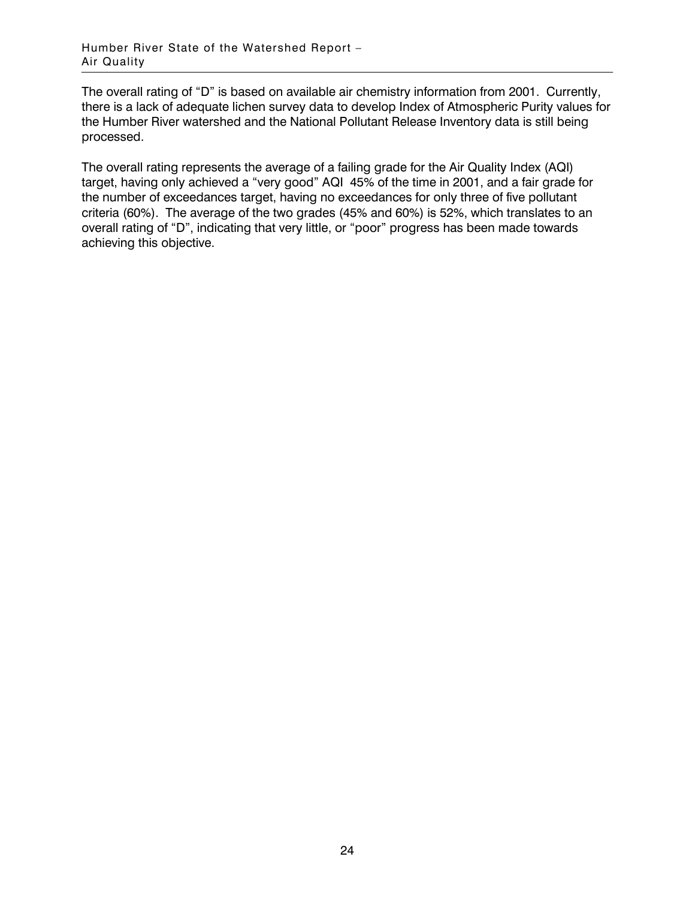The overall rating of "D" is based on available air chemistry information from 2001. Currently, there is a lack of adequate lichen survey data to develop Index of Atmospheric Purity values for the Humber River watershed and the National Pollutant Release Inventory data is still being processed.

The overall rating represents the average of a failing grade for the Air Quality Index (AQI) target, having only achieved a "very good" AQI 45% of the time in 2001, and a fair grade for the number of exceedances target, having no exceedances for only three of five pollutant criteria (60%). The average of the two grades (45% and 60%) is 52%, which translates to an overall rating of "D", indicating that very little, or "poor" progress has been made towards achieving this objective.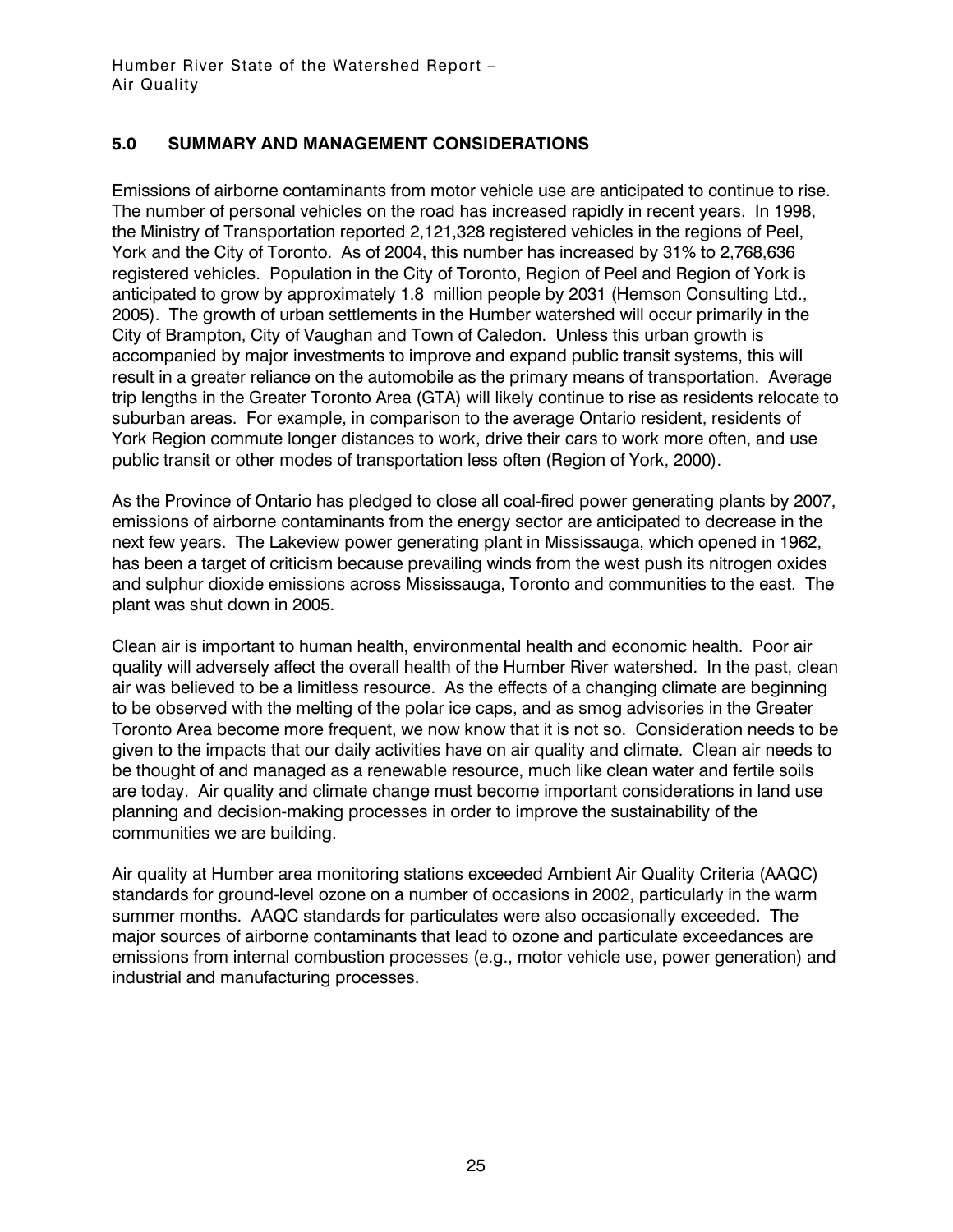## 5.0 SUMMARY AND MANAGEMENT CONSIDERATIONS

Emissions of airborne contaminants from motor vehicle use are anticipated to continue to rise. The number of personal vehicles on the road has increased rapidly in recent years. In 1998, the Ministry of Transportation reported 2,121,328 registered vehicles in the regions of Peel, York and the City of Toronto. As of 2004, this number has increased by 31% to 2,768,636 registered vehicles. Population in the City of Toronto, Region of Peel and Region of York is anticipated to grow by approximately 1.8 million people by 2031 (Hemson Consulting Ltd., 2005). The growth of urban settlements in the Humber watershed will occur primarily in the City of Brampton, City of Vaughan and Town of Caledon. Unless this urban growth is accompanied by major investments to improve and expand public transit systems, this will result in a greater reliance on the automobile as the primary means of transportation. Average trip lengths in the Greater Toronto Area (GTA) will likely continue to rise as residents relocate to suburban areas. For example, in comparison to the average Ontario resident, residents of York Region commute longer distances to work, drive their cars to work more often, and use public transit or other modes of transportation less often (Region of York, 2000).

As the Province of Ontario has pledged to close all coal-fired power generating plants by 2007, emissions of airborne contaminants from the energy sector are anticipated to decrease in the next few years. The Lakeview power generating plant in Mississauga, which opened in 1962, has been a target of criticism because prevailing winds from the west push its nitrogen oxides and sulphur dioxide emissions across Mississauga, Toronto and communities to the east. The plant was shut down in 2005.

Clean air is important to human health, environmental health and economic health. Poor air quality will adversely affect the overall health of the Humber River watershed. In the past, clean air was believed to be a limitless resource. As the effects of a changing climate are beginning to be observed with the melting of the polar ice caps, and as smog advisories in the Greater Toronto Area become more frequent, we now know that it is not so. Consideration needs to be given to the impacts that our daily activities have on air quality and climate. Clean air needs to be thought of and managed as a renewable resource, much like clean water and fertile soils are today. Air quality and climate change must become important considerations in land use planning and decision-making processes in order to improve the sustainability of the communities we are building.

Air quality at Humber area monitoring stations exceeded Ambient Air Quality Criteria (AAQC) standards for ground-level ozone on a number of occasions in 2002, particularly in the warm summer months. AAQC standards for particulates were also occasionally exceeded. The major sources of airborne contaminants that lead to ozone and particulate exceedances are emissions from internal combustion processes (e.g., motor vehicle use, power generation) and industrial and manufacturing processes.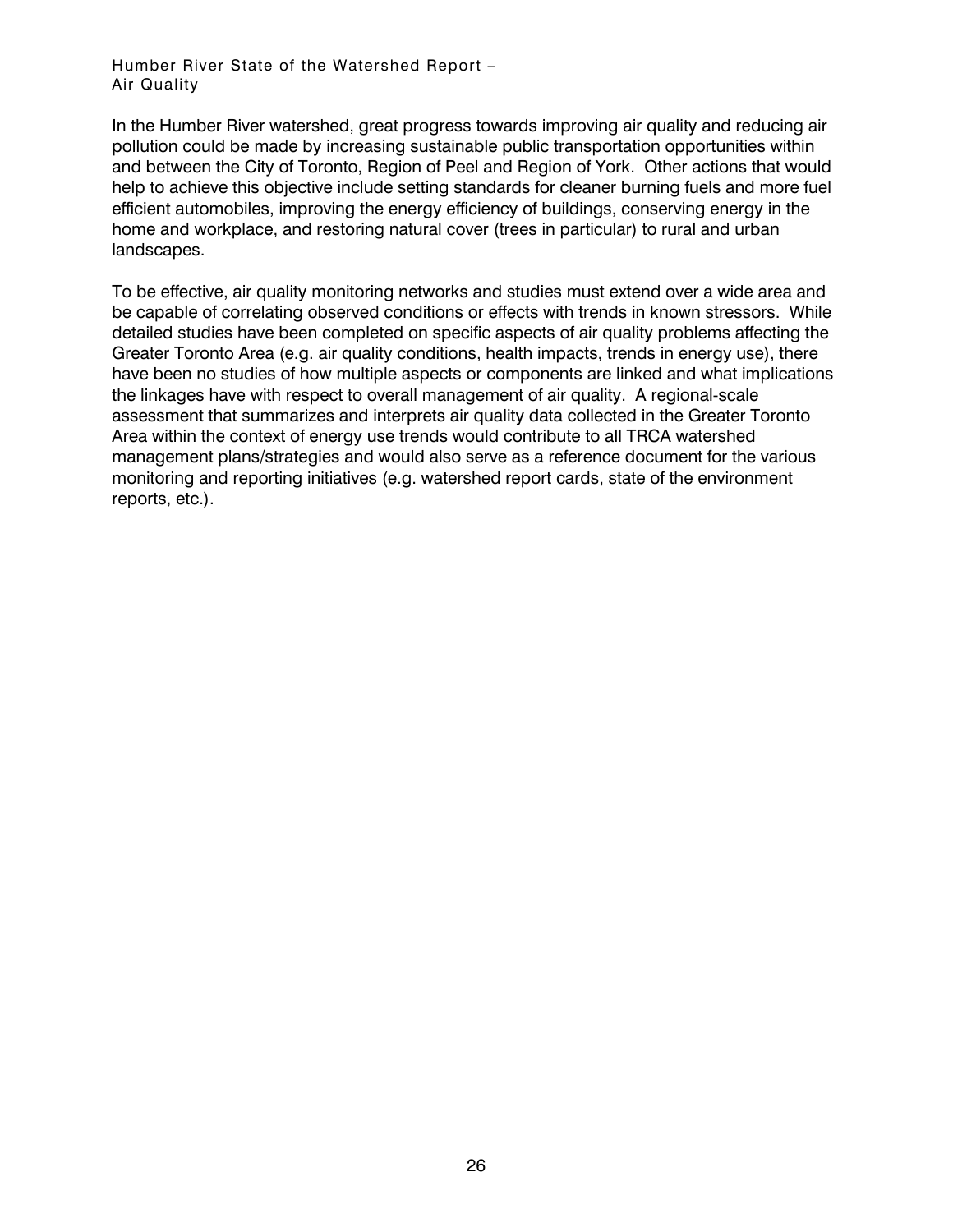In the Humber River watershed, great progress towards improving air quality and reducing air pollution could be made by increasing sustainable public transportation opportunities within and between the City of Toronto, Region of Peel and Region of York. Other actions that would help to achieve this objective include setting standards for cleaner burning fuels and more fuel efficient automobiles, improving the energy efficiency of buildings, conserving energy in the home and workplace, and restoring natural cover (trees in particular) to rural and urban landscapes.

To be effective, air quality monitoring networks and studies must extend over a wide area and be capable of correlating observed conditions or effects with trends in known stressors. While detailed studies have been completed on specific aspects of air quality problems affecting the Greater Toronto Area (e.g. air quality conditions, health impacts, trends in energy use), there have been no studies of how multiple aspects or components are linked and what implications the linkages have with respect to overall management of air quality. A regional-scale assessment that summarizes and interprets air quality data collected in the Greater Toronto Area within the context of energy use trends would contribute to all TRCA watershed management plans/strategies and would also serve as a reference document for the various monitoring and reporting initiatives (e.g. watershed report cards, state of the environment reports, etc.).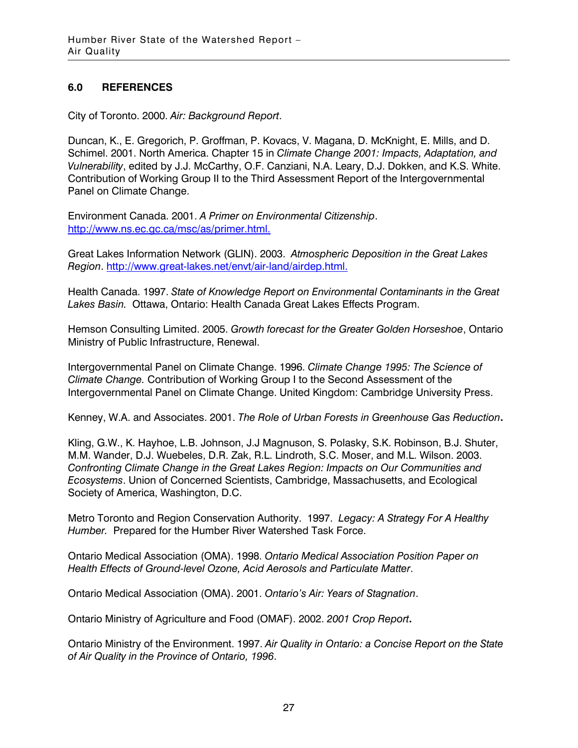## 6.0 REFERENCES

City of Toronto. 2000. *Air: Background Report*.

Duncan, K., E. Gregorich, P. Groffman, P. Kovacs, V. Magana, D. McKnight, E. Mills, and D. Schimel. 2001. North America. Chapter 15 in *Climate Change 2001: Impacts, Adaptation, and Vulnerability*, edited by J.J. McCarthy, O.F. Canziani, N.A. Leary, D.J. Dokken, and K.S. White. Contribution of Working Group II to the Third Assessment Report of the Intergovernmental Panel on Climate Change.

Environment Canada. 2001. *A Primer on Environmental Citizenship*. http://www.ns.ec.gc.ca/msc/as/primer.html.

Great Lakes Information Network (GLIN). 2003. *Atmospheric Deposition in the Great Lakes Region*. http://www.great-lakes.net/envt/air-land/airdep.html.

Health Canada. 1997. *State of Knowledge Report on Environmental Contaminants in the Great Lakes Basin.* Ottawa, Ontario: Health Canada Great Lakes Effects Program.

Hemson Consulting Limited. 2005. *Growth forecast for the Greater Golden Horseshoe*, Ontario Ministry of Public Infrastructure, Renewal.

Intergovernmental Panel on Climate Change. 1996. *Climate Change 1995: The Science of Climate Change.* Contribution of Working Group I to the Second Assessment of the Intergovernmental Panel on Climate Change. United Kingdom: Cambridge University Press.

Kenney, W.A. and Associates. 2001. *The Role of Urban Forests in Greenhouse Gas Reduction***.**

Kling, G.W., K. Hayhoe, L.B. Johnson, J.J Magnuson, S. Polasky, S.K. Robinson, B.J. Shuter, M.M. Wander, D.J. Wuebeles, D.R. Zak, R.L. Lindroth, S.C. Moser, and M.L. Wilson. 2003. *Confronting Climate Change in the Great Lakes Region: Impacts on Our Communities and Ecosystems*. Union of Concerned Scientists, Cambridge, Massachusetts, and Ecological Society of America, Washington, D.C.

Metro Toronto and Region Conservation Authority. 1997. *Legacy: A Strategy For A Healthy Humber.* Prepared for the Humber River Watershed Task Force.

Ontario Medical Association (OMA). 1998. *Ontario Medical Association Position Paper on Health Effects of Ground-level Ozone, Acid Aerosols and Particulate Matter*.

Ontario Medical Association (OMA). 2001. *Ontario's Air: Years of Stagnation*.

Ontario Ministry of Agriculture and Food (OMAF). 2002. *2001 Crop Report***.**

Ontario Ministry of the Environment. 1997. *Air Quality in Ontario: a Concise Report on the State of Air Quality in the Province of Ontario, 1996*.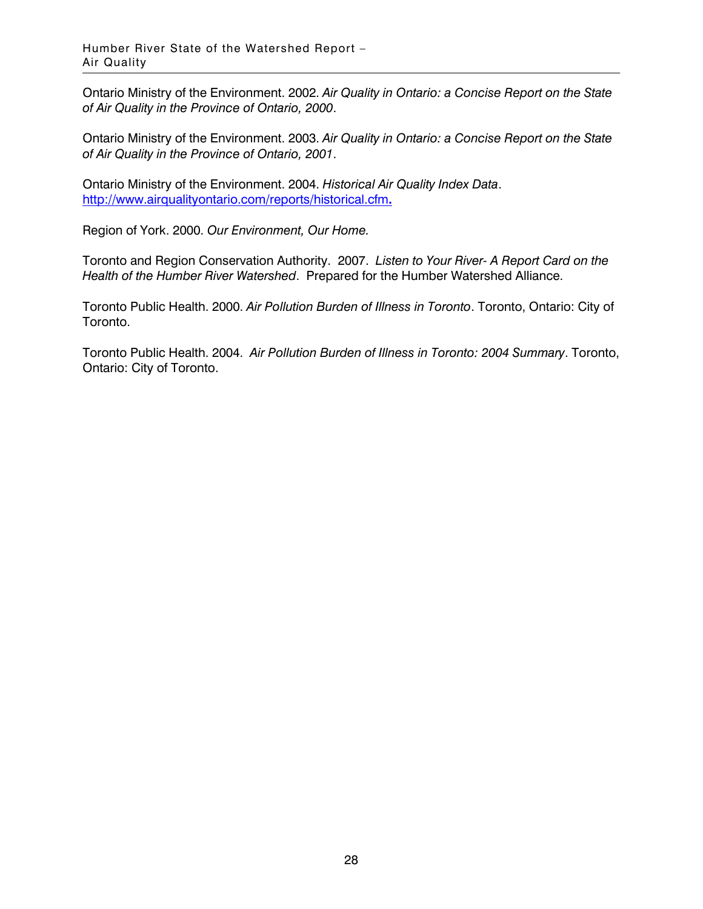Ontario Ministry of the Environment. 2002. *Air Quality in Ontario: a Concise Report on the State of Air Quality in the Province of Ontario, 2000*.

Ontario Ministry of the Environment. 2003. *Air Quality in Ontario: a Concise Report on the State of Air Quality in the Province of Ontario, 2001*.

Ontario Ministry of the Environment. 2004. *Historical Air Quality Index Data*. http://www.airqualityontario.com/reports/historical.cfm.

Region of York. 2000. *Our Environment, Our Home.*

Toronto and Region Conservation Authority. 2007. *Listen to Your River- A Report Card on the Health of the Humber River Watershed*. Prepared for the Humber Watershed Alliance.

Toronto Public Health. 2000. *Air Pollution Burden of Illness in Toronto*. Toronto, Ontario: City of Toronto.

Toronto Public Health. 2004. *Air Pollution Burden of Illness in Toronto: 2004 Summary*. Toronto, Ontario: City of Toronto.